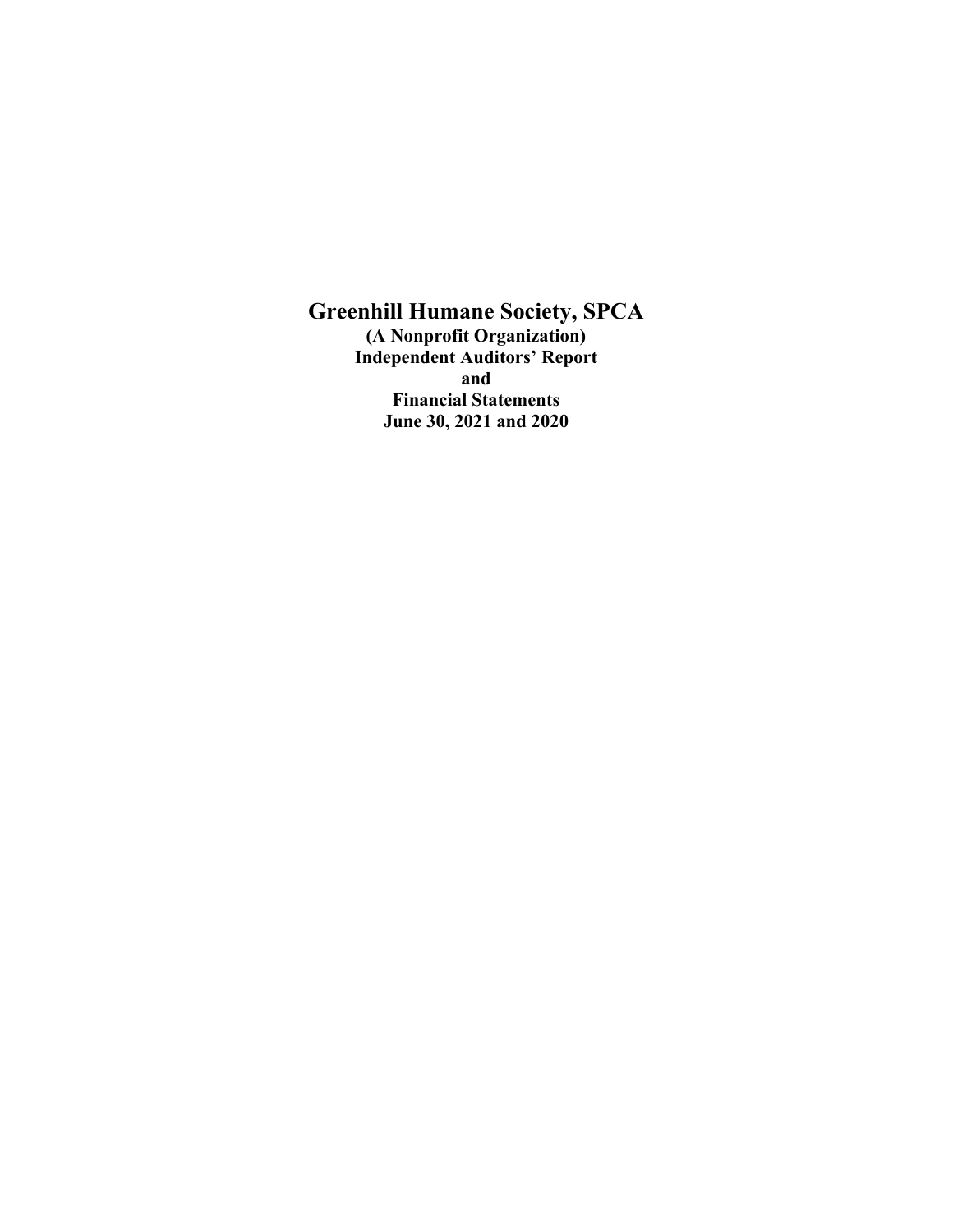# Greenhill Humane Society, SPCA

**(A Nonprofit Organization)**
**Independent Auditors' Report**
**and**
**Financial Statements**
**June 30, 2021 and 2020**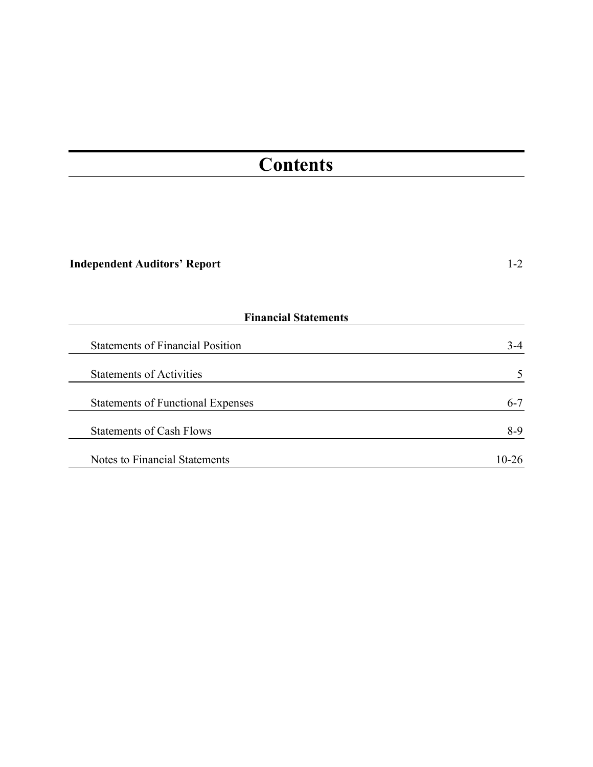# Contents

| | |
|---|---|
| **Independent Auditors' Report** | 1-2 |
| **Financial Statements** | |
| Statements of Financial Position | 3-4 |
| Statements of Activities | 5 |
| Statements of Functional Expenses | 6-7 |
| Statements of Cash Flows | 8-9 |
| Notes to Financial Statements | 10-26 |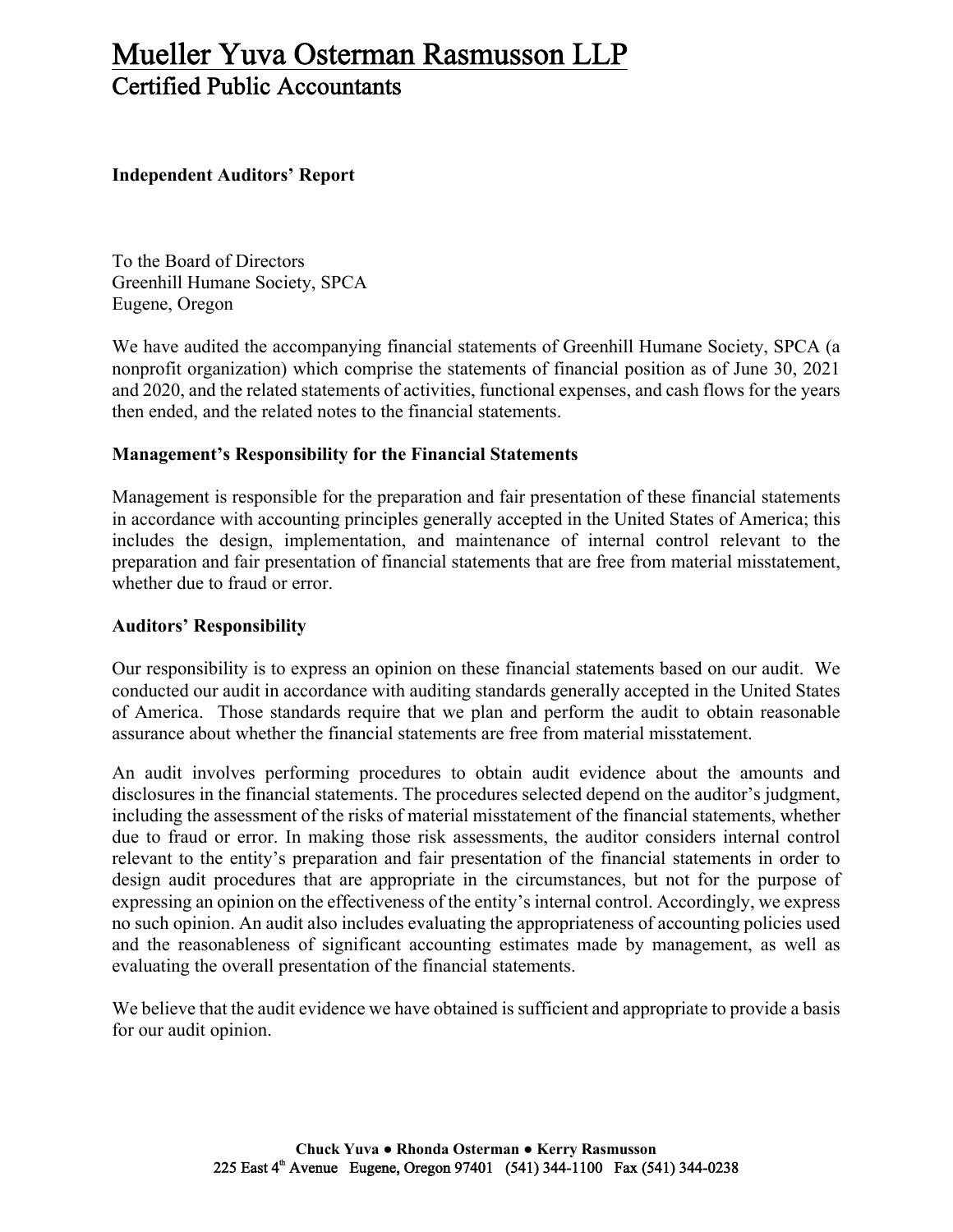# Mueller Yuva Osterman Rasmusson LLP

## Certified Public Accountants

**Independent Auditors' Report**

To the Board of Directors
Greenhill Humane Society, SPCA
Eugene, Oregon

We have audited the accompanying financial statements of Greenhill Humane Society, SPCA (a nonprofit organization) which comprise the statements of financial position as of June 30, 2021 and 2020, and the related statements of activities, functional expenses, and cash flows for the years then ended, and the related notes to the financial statements.

**Management's Responsibility for the Financial Statements**

Management is responsible for the preparation and fair presentation of these financial statements in accordance with accounting principles generally accepted in the United States of America; this includes the design, implementation, and maintenance of internal control relevant to the preparation and fair presentation of financial statements that are free from material misstatement, whether due to fraud or error.

**Auditors' Responsibility**

Our responsibility is to express an opinion on these financial statements based on our audit. We conducted our audit in accordance with auditing standards generally accepted in the United States of America. Those standards require that we plan and perform the audit to obtain reasonable assurance about whether the financial statements are free from material misstatement.

An audit involves performing procedures to obtain audit evidence about the amounts and disclosures in the financial statements. The procedures selected depend on the auditor's judgment, including the assessment of the risks of material misstatement of the financial statements, whether due to fraud or error. In making those risk assessments, the auditor considers internal control relevant to the entity's preparation and fair presentation of the financial statements in order to design audit procedures that are appropriate in the circumstances, but not for the purpose of expressing an opinion on the effectiveness of the entity's internal control. Accordingly, we express no such opinion. An audit also includes evaluating the appropriateness of accounting policies used and the reasonableness of significant accounting estimates made by management, as well as evaluating the overall presentation of the financial statements.

We believe that the audit evidence we have obtained is sufficient and appropriate to provide a basis for our audit opinion.

**Chuck Yuva ● Rhonda Osterman ● Kerry Rasmusson**
225 East 4th Avenue Eugene, Oregon 97401 (541) 344-1100 Fax (541) 344-0238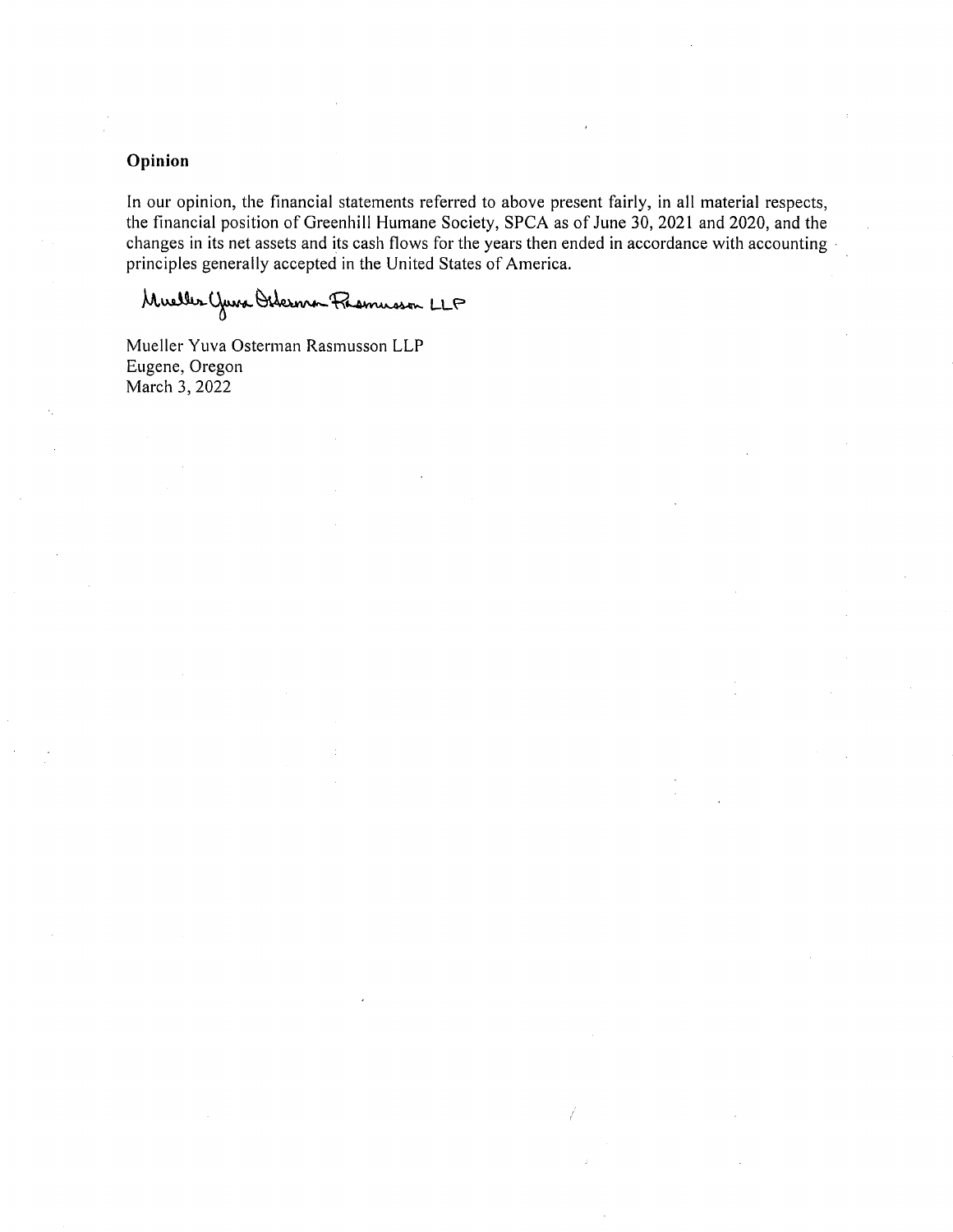**Opinion**

In our opinion, the financial statements referred to above present fairly, in all material respects, the financial position of Greenhill Humane Society, SPCA as of June 30, 2021 and 2020, and the changes in its net assets and its cash flows for the years then ended in accordance with accounting principles generally accepted in the United States of America.

Mueller Yuva Osterman Rasmusson LLP

Mueller Yuva Osterman Rasmusson LLP
Eugene, Oregon
March 3, 2022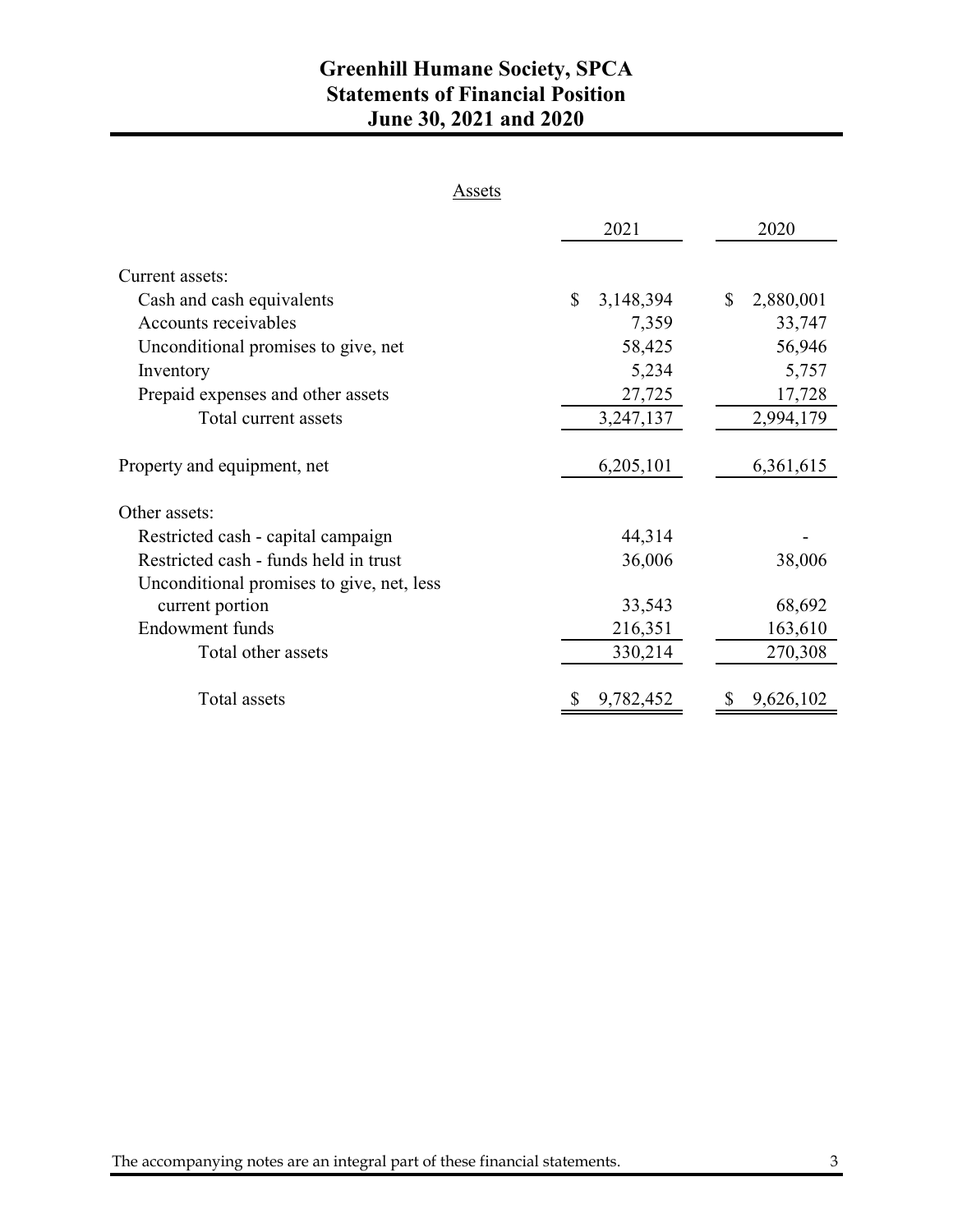# Greenhill Humane Society, SPCA
## Statements of Financial Position
## June 30, 2021 and 2020

### Assets

| | 2021 | 2020 |
|---|---|---|
| Current assets: | | |
| Cash and cash equivalents | $ 3,148,394 | $ 2,880,001 |
| Accounts receivables | 7,359 | 33,747 |
| Unconditional promises to give, net | 58,425 | 56,946 |
| Inventory | 5,234 | 5,757 |
| Prepaid expenses and other assets | 27,725 | 17,728 |
| Total current assets | 3,247,137 | 2,994,179 |
| Property and equipment, net | 6,205,101 | 6,361,615 |
| Other assets: | | |
| Restricted cash - capital campaign | 44,314 | - |
| Restricted cash - funds held in trust | 36,006 | 38,006 |
| Unconditional promises to give, net, less current portion | 33,543 | 68,692 |
| Endowment funds | 216,351 | 163,610 |
| Total other assets | 330,214 | 270,308 |
| Total assets | $ 9,782,452 | $ 9,626,102 |

The accompanying notes are an integral part of these financial statements.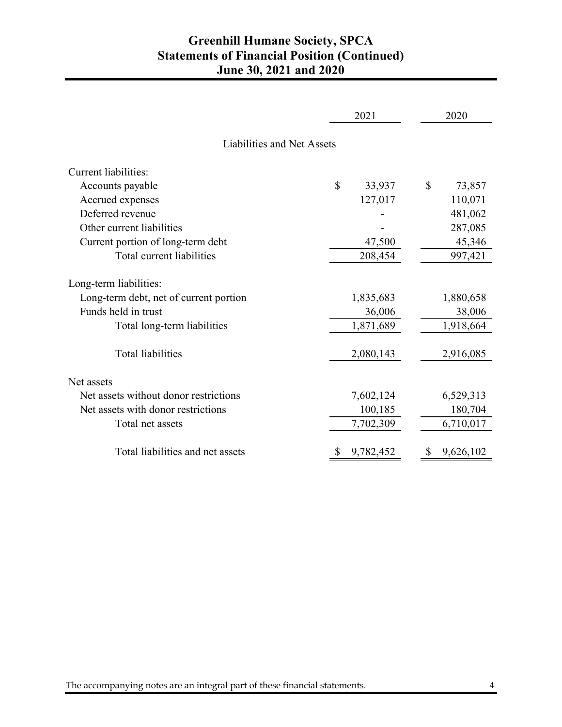# Greenhill Humane Society, SPCA
## Statements of Financial Position (Continued)
## June 30, 2021 and 2020

| | 2021 | 2020 |
|---|---|---|
| **Liabilities and Net Assets** | | |
| Current liabilities: | | |
| Accounts payable | $ 33,937 | $ 73,857 |
| Accrued expenses | 127,017 | 110,071 |
| Deferred revenue | - | 481,062 |
| Other current liabilities | - | 287,085 |
| Current portion of long-term debt | 47,500 | 45,346 |
| Total current liabilities | 208,454 | 997,421 |
| Long-term liabilities: | | |
| Long-term debt, net of current portion | 1,835,683 | 1,880,658 |
| Funds held in trust | 36,006 | 38,006 |
| Total long-term liabilities | 1,871,689 | 1,918,664 |
| Total liabilities | 2,080,143 | 2,916,085 |
| Net assets | | |
| Net assets without donor restrictions | 7,602,124 | 6,529,313 |
| Net assets with donor restrictions | 100,185 | 180,704 |
| Total net assets | 7,702,309 | 6,710,017 |
| Total liabilities and net assets | $ 9,782,452 | $ 9,626,102 |

The accompanying notes are an integral part of these financial statements.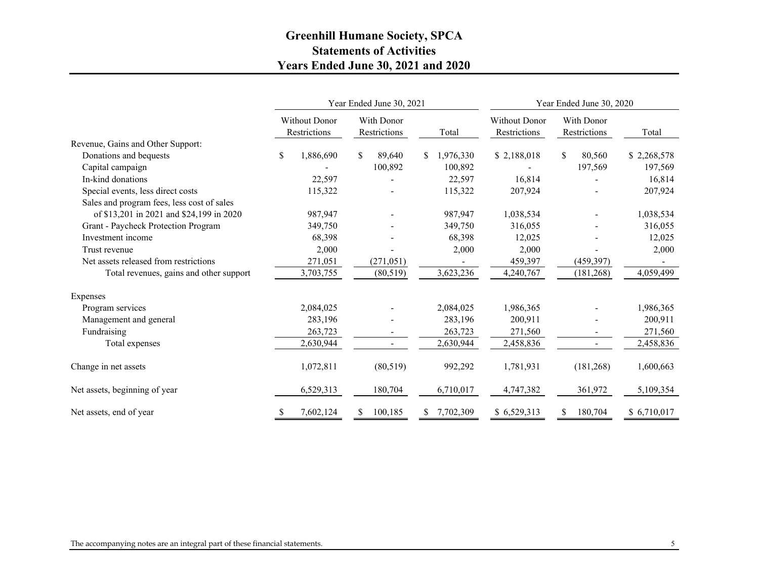# Greenhill Humane Society, SPCA
## Statements of Activities
## Years Ended June 30, 2021 and 2020

| | Year Ended June 30, 2021 | | | Year Ended June 30, 2020 | | |
|---|---|---|---|---|---|---|
| | Without Donor Restrictions | With Donor Restrictions | Total | Without Donor Restrictions | With Donor Restrictions | Total |
| Revenue, Gains and Other Support: | | | | | | |
| Donations and bequests | $ 1,886,690 | $ 89,640 | $ 1,976,330 | $ 2,188,018 | $ 80,560 | $ 2,268,578 |
| Capital campaign | - | 100,892 | 100,892 | - | 197,569 | 197,569 |
| In-kind donations | 22,597 | - | 22,597 | 16,814 | - | 16,814 |
| Special events, less direct costs | 115,322 | - | 115,322 | 207,924 | - | 207,924 |
| Sales and program fees, less cost of sales of $13,201 in 2021 and $24,199 in 2020 | 987,947 | - | 987,947 | 1,038,534 | - | 1,038,534 |
| Grant - Paycheck Protection Program | 349,750 | - | 349,750 | 316,055 | - | 316,055 |
| Investment income | 68,398 | - | 68,398 | 12,025 | - | 12,025 |
| Trust revenue | 2,000 | - | 2,000 | 2,000 | - | 2,000 |
| Net assets released from restrictions | 271,051 | (271,051) | - | 459,397 | (459,397) | - |
| Total revenues, gains and other support | 3,703,755 | (80,519) | 3,623,236 | 4,240,767 | (181,268) | 4,059,499 |
| Expenses | | | | | | |
| Program services | 2,084,025 | - | 2,084,025 | 1,986,365 | - | 1,986,365 |
| Management and general | 283,196 | - | 283,196 | 200,911 | - | 200,911 |
| Fundraising | 263,723 | - | 263,723 | 271,560 | - | 271,560 |
| Total expenses | 2,630,944 | - | 2,630,944 | 2,458,836 | - | 2,458,836 |
| Change in net assets | 1,072,811 | (80,519) | 992,292 | 1,781,931 | (181,268) | 1,600,663 |
| Net assets, beginning of year | 6,529,313 | 180,704 | 6,710,017 | 4,747,382 | 361,972 | 5,109,354 |
| Net assets, end of year | $ 7,602,124 | $ 100,185 | $ 7,702,309 | $ 6,529,313 | $ 180,704 | $ 6,710,017 |

The accompanying notes are an integral part of these financial statements.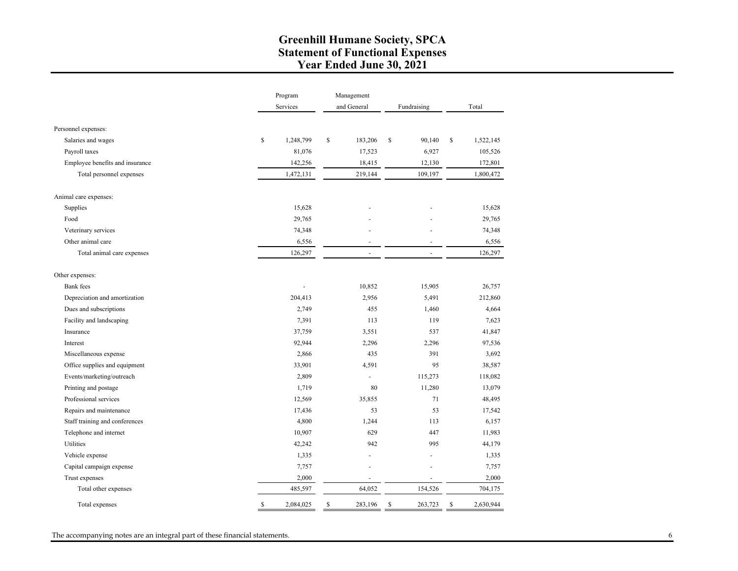# Greenhill Humane Society, SPCA
# Statement of Functional Expenses
# Year Ended June 30, 2021

| | Program Services | Management and General | Fundraising | Total |
|---|---|---|---|---|
| Personnel expenses: | | | | |
| Salaries and wages | $ 1,248,799 | $ 183,206 | $ 90,140 | $ 1,522,145 |
| Payroll taxes | 81,076 | 17,523 | 6,927 | 105,526 |
| Employee benefits and insurance | 142,256 | 18,415 | 12,130 | 172,801 |
| Total personnel expenses | 1,472,131 | 219,144 | 109,197 | 1,800,472 |
| Animal care expenses: | | | | |
| Supplies | 15,628 | - | - | 15,628 |
| Food | 29,765 | - | - | 29,765 |
| Veterinary services | 74,348 | - | - | 74,348 |
| Other animal care | 6,556 | - | - | 6,556 |
| Total animal care expenses | 126,297 | - | - | 126,297 |
| Other expenses: | | | | |
| Bank fees | - | 10,852 | 15,905 | 26,757 |
| Depreciation and amortization | 204,413 | 2,956 | 5,491 | 212,860 |
| Dues and subscriptions | 2,749 | 455 | 1,460 | 4,664 |
| Facility and landscaping | 7,391 | 113 | 119 | 7,623 |
| Insurance | 37,759 | 3,551 | 537 | 41,847 |
| Interest | 92,944 | 2,296 | 2,296 | 97,536 |
| Miscellaneous expense | 2,866 | 435 | 391 | 3,692 |
| Office supplies and equipment | 33,901 | 4,591 | 95 | 38,587 |
| Events/marketing/outreach | 2,809 | - | 115,273 | 118,082 |
| Printing and postage | 1,719 | 80 | 11,280 | 13,079 |
| Professional services | 12,569 | 35,855 | 71 | 48,495 |
| Repairs and maintenance | 17,436 | 53 | 53 | 17,542 |
| Staff training and conferences | 4,800 | 1,244 | 113 | 6,157 |
| Telephone and internet | 10,907 | 629 | 447 | 11,983 |
| Utilities | 42,242 | 942 | 995 | 44,179 |
| Vehicle expense | 1,335 | - | - | 1,335 |
| Capital campaign expense | 7,757 | - | - | 7,757 |
| Trust expenses | 2,000 | - | - | 2,000 |
| Total other expenses | 485,597 | 64,052 | 154,526 | 704,175 |
| Total expenses | $ 2,084,025 | $ 283,196 | $ 263,723 | $ 2,630,944 |

The accompanying notes are an integral part of these financial statements.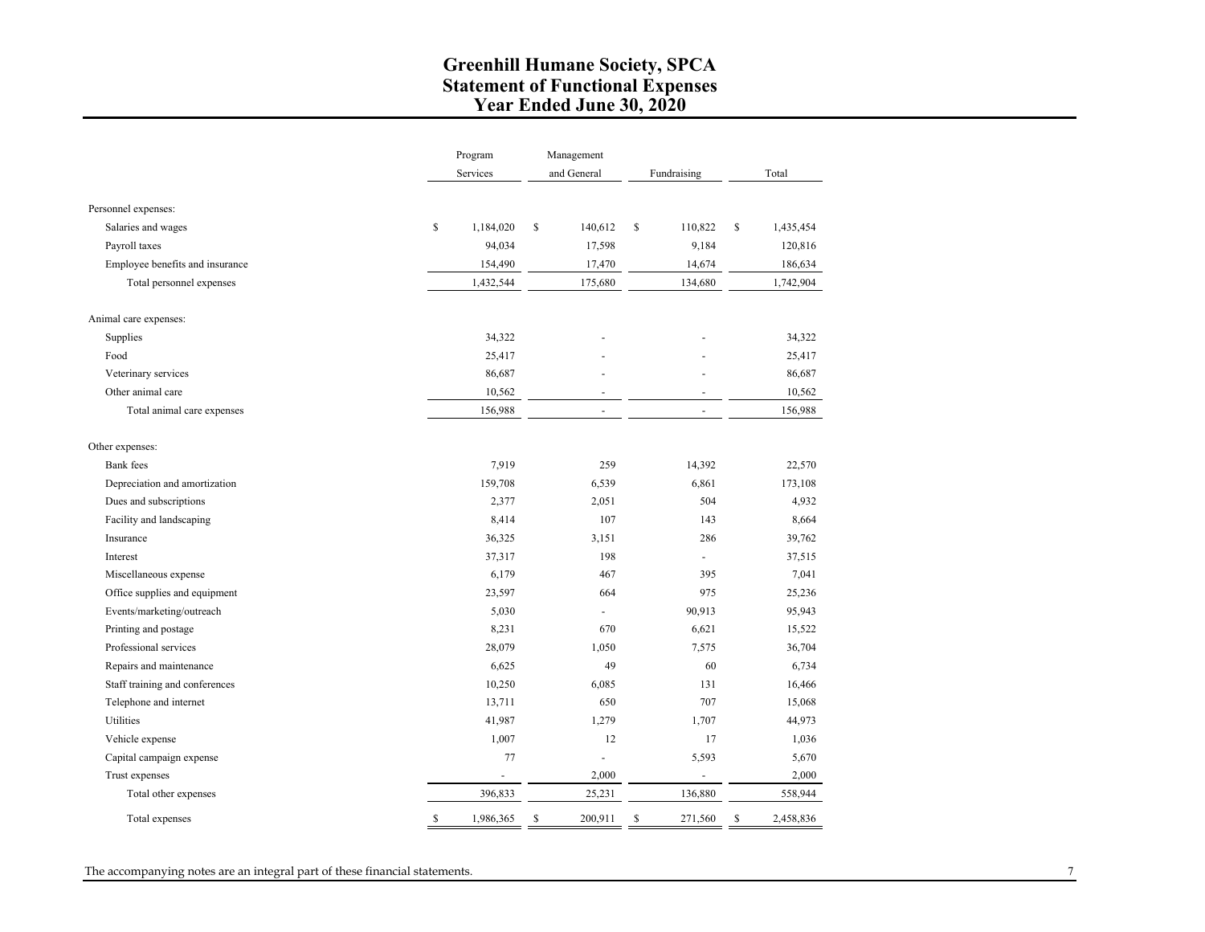# Greenhill Humane Society, SPCA
## Statement of Functional Expenses
## Year Ended June 30, 2020

| | Program Services | Management and General | Fundraising | Total |
|---|---|---|---|---|
| Personnel expenses: | | | | |
| Salaries and wages | $ 1,184,020 | $ 140,612 | $ 110,822 | $ 1,435,454 |
| Payroll taxes | 94,034 | 17,598 | 9,184 | 120,816 |
| Employee benefits and insurance | 154,490 | 17,470 | 14,674 | 186,634 |
| Total personnel expenses | 1,432,544 | 175,680 | 134,680 | 1,742,904 |
| Animal care expenses: | | | | |
| Supplies | 34,322 | - | - | 34,322 |
| Food | 25,417 | - | - | 25,417 |
| Veterinary services | 86,687 | - | - | 86,687 |
| Other animal care | 10,562 | - | - | 10,562 |
| Total animal care expenses | 156,988 | - | - | 156,988 |
| Other expenses: | | | | |
| Bank fees | 7,919 | 259 | 14,392 | 22,570 |
| Depreciation and amortization | 159,708 | 6,539 | 6,861 | 173,108 |
| Dues and subscriptions | 2,377 | 2,051 | 504 | 4,932 |
| Facility and landscaping | 8,414 | 107 | 143 | 8,664 |
| Insurance | 36,325 | 3,151 | 286 | 39,762 |
| Interest | 37,317 | 198 | - | 37,515 |
| Miscellaneous expense | 6,179 | 467 | 395 | 7,041 |
| Office supplies and equipment | 23,597 | 664 | 975 | 25,236 |
| Events/marketing/outreach | 5,030 | - | 90,913 | 95,943 |
| Printing and postage | 8,231 | 670 | 6,621 | 15,522 |
| Professional services | 28,079 | 1,050 | 7,575 | 36,704 |
| Repairs and maintenance | 6,625 | 49 | 60 | 6,734 |
| Staff training and conferences | 10,250 | 6,085 | 131 | 16,466 |
| Telephone and internet | 13,711 | 650 | 707 | 15,068 |
| Utilities | 41,987 | 1,279 | 1,707 | 44,973 |
| Vehicle expense | 1,007 | 12 | 17 | 1,036 |
| Capital campaign expense | 77 | - | 5,593 | 5,670 |
| Trust expenses | - | 2,000 | - | 2,000 |
| Total other expenses | 396,833 | 25,231 | 136,880 | 558,944 |
| Total expenses | $ 1,986,365 | $ 200,911 | $ 271,560 | $ 2,458,836 |

The accompanying notes are an integral part of these financial statements.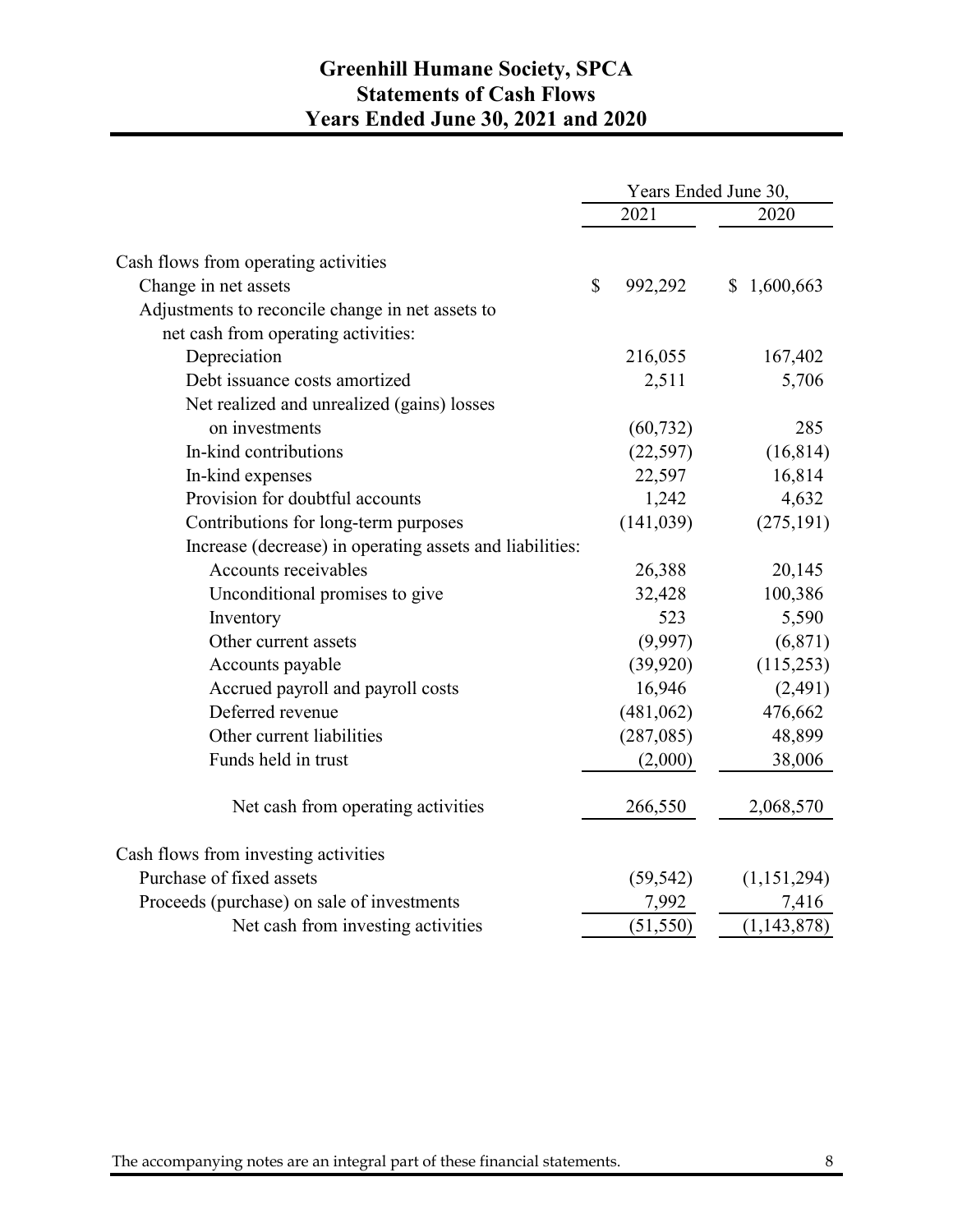# Greenhill Humane Society, SPCA
## Statements of Cash Flows
## Years Ended June 30, 2021 and 2020

| | Years Ended June 30, | |
|---|---|---|
| | 2021 | 2020 |
| **Cash flows from operating activities** | | |
| Change in net assets | $ 992,292 | $ 1,600,663 |
| Adjustments to reconcile change in net assets to net cash from operating activities: | | |
| Depreciation | 216,055 | 167,402 |
| Debt issuance costs amortized | 2,511 | 5,706 |
| Net realized and unrealized (gains) losses on investments | (60,732) | 285 |
| In-kind contributions | (22,597) | (16,814) |
| In-kind expenses | 22,597 | 16,814 |
| Provision for doubtful accounts | 1,242 | 4,632 |
| Contributions for long-term purposes | (141,039) | (275,191) |
| Increase (decrease) in operating assets and liabilities: | | |
| Accounts receivables | 26,388 | 20,145 |
| Unconditional promises to give | 32,428 | 100,386 |
| Inventory | 523 | 5,590 |
| Other current assets | (9,997) | (6,871) |
| Accounts payable | (39,920) | (115,253) |
| Accrued payroll and payroll costs | 16,946 | (2,491) |
| Deferred revenue | (481,062) | 476,662 |
| Other current liabilities | (287,085) | 48,899 |
| Funds held in trust | (2,000) | 38,006 |
| Net cash from operating activities | 266,550 | 2,068,570 |
| **Cash flows from investing activities** | | |
| Purchase of fixed assets | (59,542) | (1,151,294) |
| Proceeds (purchase) on sale of investments | 7,992 | 7,416 |
| Net cash from investing activities | (51,550) | (1,143,878) |

The accompanying notes are an integral part of these financial statements.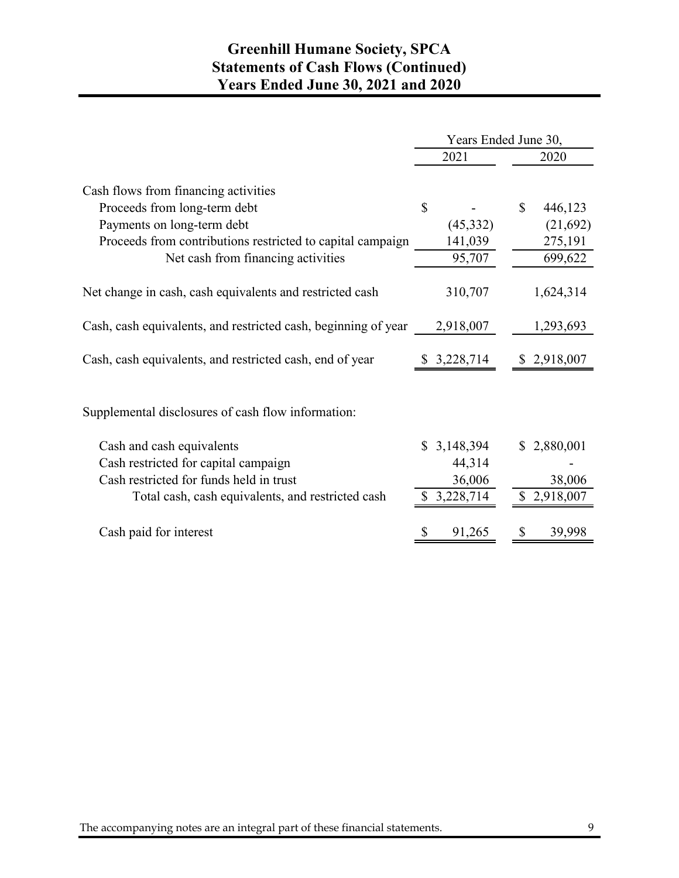# Greenhill Humane Society, SPCA
## Statements of Cash Flows (Continued)
## Years Ended June 30, 2021 and 2020

| | Years Ended June 30, 2021 | Years Ended June 30, 2020 |
|---|---|---|
| **Cash flows from financing activities** | | |
| Proceeds from long-term debt | $ - | $ 446,123 |
| Payments on long-term debt | (45,332) | (21,692) |
| Proceeds from contributions restricted to capital campaign | 141,039 | 275,191 |
| Net cash from financing activities | 95,707 | 699,622 |
| Net change in cash, cash equivalents and restricted cash | 310,707 | 1,624,314 |
| Cash, cash equivalents, and restricted cash, beginning of year | 2,918,007 | 1,293,693 |
| Cash, cash equivalents, and restricted cash, end of year | $ 3,228,714 | $ 2,918,007 |

Supplemental disclosures of cash flow information:

| | 2021 | 2020 |
|---|---|---|
| Cash and cash equivalents | $ 3,148,394 | $ 2,880,001 |
| Cash restricted for capital campaign | 44,314 | - |
| Cash restricted for funds held in trust | 36,006 | 38,006 |
| Total cash, cash equivalents, and restricted cash | $ 3,228,714 | $ 2,918,007 |
| Cash paid for interest | $ 91,265 | $ 39,998 |

The accompanying notes are an integral part of these financial statements.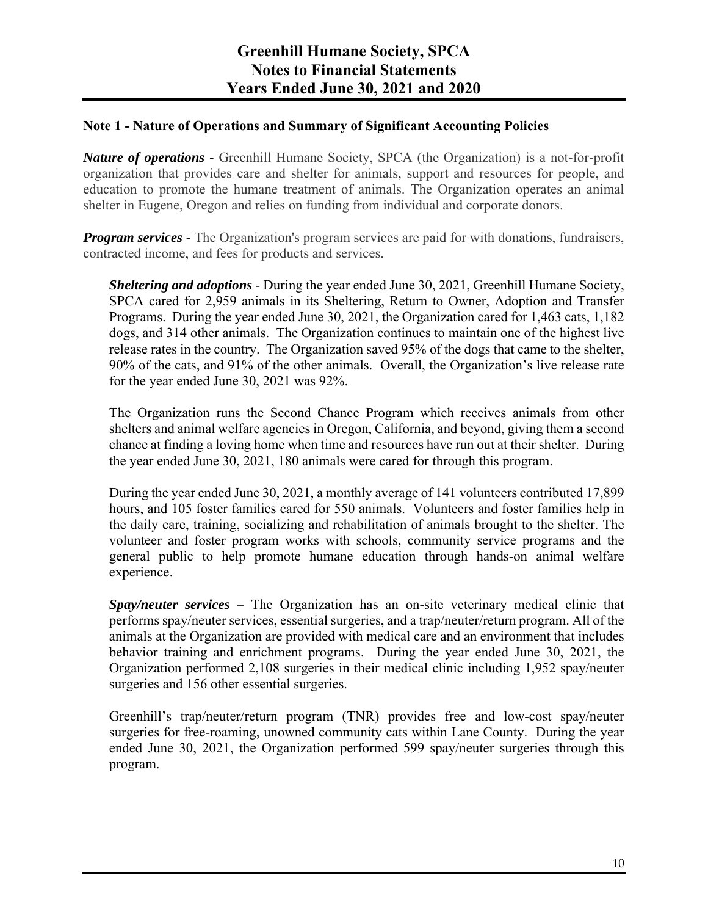# Greenhill Humane Society, SPCA
# Notes to Financial Statements
# Years Ended June 30, 2021 and 2020

## Note 1 - Nature of Operations and Summary of Significant Accounting Policies

***Nature of operations*** - Greenhill Humane Society, SPCA (the Organization) is a not-for-profit organization that provides care and shelter for animals, support and resources for people, and education to promote the humane treatment of animals. The Organization operates an animal shelter in Eugene, Oregon and relies on funding from individual and corporate donors.

***Program services*** - The Organization's program services are paid for with donations, fundraisers, contracted income, and fees for products and services.

***Sheltering and adoptions*** - During the year ended June 30, 2021, Greenhill Humane Society, SPCA cared for 2,959 animals in its Sheltering, Return to Owner, Adoption and Transfer Programs. During the year ended June 30, 2021, the Organization cared for 1,463 cats, 1,182 dogs, and 314 other animals. The Organization continues to maintain one of the highest live release rates in the country. The Organization saved 95% of the dogs that came to the shelter, 90% of the cats, and 91% of the other animals. Overall, the Organization's live release rate for the year ended June 30, 2021 was 92%.

The Organization runs the Second Chance Program which receives animals from other shelters and animal welfare agencies in Oregon, California, and beyond, giving them a second chance at finding a loving home when time and resources have run out at their shelter. During the year ended June 30, 2021, 180 animals were cared for through this program.

During the year ended June 30, 2021, a monthly average of 141 volunteers contributed 17,899 hours, and 105 foster families cared for 550 animals. Volunteers and foster families help in the daily care, training, socializing and rehabilitation of animals brought to the shelter. The volunteer and foster program works with schools, community service programs and the general public to help promote humane education through hands-on animal welfare experience.

***Spay/neuter services*** – The Organization has an on-site veterinary medical clinic that performs spay/neuter services, essential surgeries, and a trap/neuter/return program. All of the animals at the Organization are provided with medical care and an environment that includes behavior training and enrichment programs. During the year ended June 30, 2021, the Organization performed 2,108 surgeries in their medical clinic including 1,952 spay/neuter surgeries and 156 other essential surgeries.

Greenhill's trap/neuter/return program (TNR) provides free and low-cost spay/neuter surgeries for free-roaming, unowned community cats within Lane County. During the year ended June 30, 2021, the Organization performed 599 spay/neuter surgeries through this program.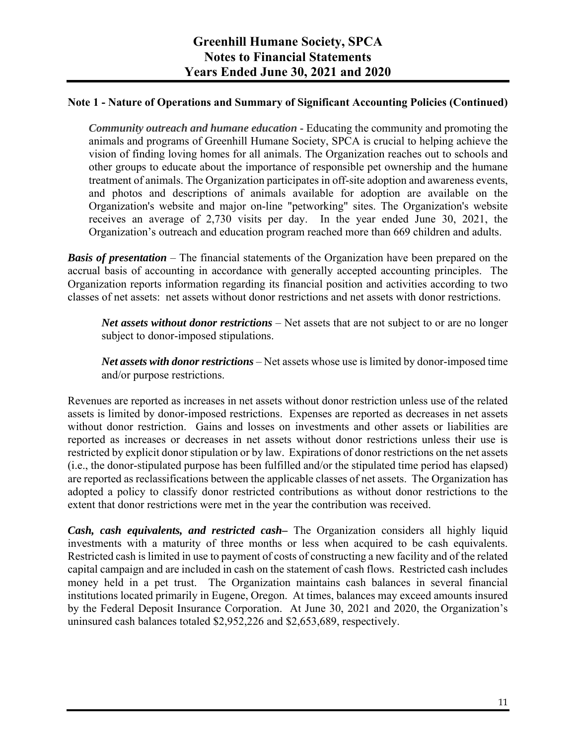### Note 1 - Nature of Operations and Summary of Significant Accounting Policies (Continued)

***Community outreach and humane education*** - Educating the community and promoting the animals and programs of Greenhill Humane Society, SPCA is crucial to helping achieve the vision of finding loving homes for all animals. The Organization reaches out to schools and other groups to educate about the importance of responsible pet ownership and the humane treatment of animals. The Organization participates in off-site adoption and awareness events, and photos and descriptions of animals available for adoption are available on the Organization's website and major on-line "petworking" sites. The Organization's website receives an average of 2,730 visits per day. In the year ended June 30, 2021, the Organization's outreach and education program reached more than 669 children and adults.

***Basis of presentation*** – The financial statements of the Organization have been prepared on the accrual basis of accounting in accordance with generally accepted accounting principles. The Organization reports information regarding its financial position and activities according to two classes of net assets: net assets without donor restrictions and net assets with donor restrictions.

***Net assets without donor restrictions*** – Net assets that are not subject to or are no longer subject to donor-imposed stipulations.

***Net assets with donor restrictions*** – Net assets whose use is limited by donor-imposed time and/or purpose restrictions.

Revenues are reported as increases in net assets without donor restriction unless use of the related assets is limited by donor-imposed restrictions. Expenses are reported as decreases in net assets without donor restriction. Gains and losses on investments and other assets or liabilities are reported as increases or decreases in net assets without donor restrictions unless their use is restricted by explicit donor stipulation or by law. Expirations of donor restrictions on the net assets (i.e., the donor-stipulated purpose has been fulfilled and/or the stipulated time period has elapsed) are reported as reclassifications between the applicable classes of net assets. The Organization has adopted a policy to classify donor restricted contributions as without donor restrictions to the extent that donor restrictions were met in the year the contribution was received.

***Cash, cash equivalents, and restricted cash–*** The Organization considers all highly liquid investments with a maturity of three months or less when acquired to be cash equivalents. Restricted cash is limited in use to payment of costs of constructing a new facility and of the related capital campaign and are included in cash on the statement of cash flows. Restricted cash includes money held in a pet trust. The Organization maintains cash balances in several financial institutions located primarily in Eugene, Oregon. At times, balances may exceed amounts insured by the Federal Deposit Insurance Corporation. At June 30, 2021 and 2020, the Organization's uninsured cash balances totaled $2,952,226 and $2,653,689, respectively.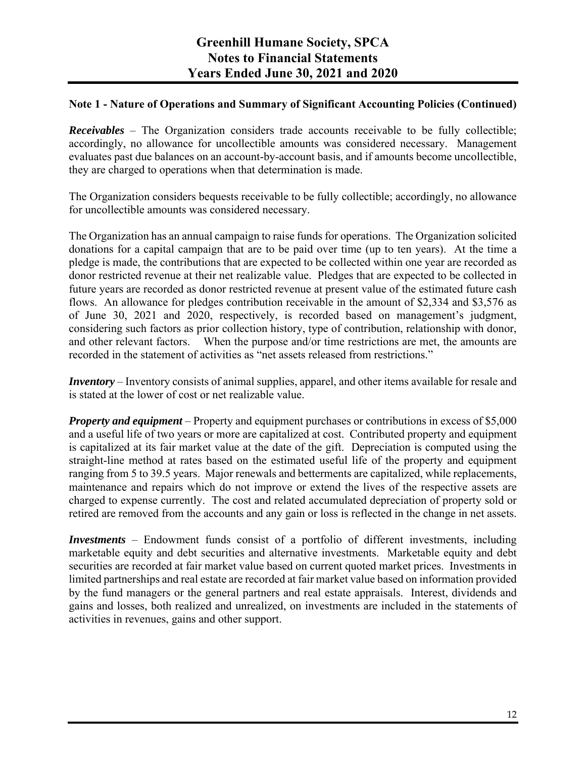## Note 1 - Nature of Operations and Summary of Significant Accounting Policies (Continued)

***Receivables*** – The Organization considers trade accounts receivable to be fully collectible; accordingly, no allowance for uncollectible amounts was considered necessary. Management evaluates past due balances on an account-by-account basis, and if amounts become uncollectible, they are charged to operations when that determination is made.

The Organization considers bequests receivable to be fully collectible; accordingly, no allowance for uncollectible amounts was considered necessary.

The Organization has an annual campaign to raise funds for operations. The Organization solicited donations for a capital campaign that are to be paid over time (up to ten years). At the time a pledge is made, the contributions that are expected to be collected within one year are recorded as donor restricted revenue at their net realizable value. Pledges that are expected to be collected in future years are recorded as donor restricted revenue at present value of the estimated future cash flows. An allowance for pledges contribution receivable in the amount of $2,334 and $3,576 as of June 30, 2021 and 2020, respectively, is recorded based on management's judgment, considering such factors as prior collection history, type of contribution, relationship with donor, and other relevant factors. When the purpose and/or time restrictions are met, the amounts are recorded in the statement of activities as "net assets released from restrictions."

***Inventory*** – Inventory consists of animal supplies, apparel, and other items available for resale and is stated at the lower of cost or net realizable value.

***Property and equipment*** – Property and equipment purchases or contributions in excess of $5,000 and a useful life of two years or more are capitalized at cost. Contributed property and equipment is capitalized at its fair market value at the date of the gift. Depreciation is computed using the straight-line method at rates based on the estimated useful life of the property and equipment ranging from 5 to 39.5 years. Major renewals and betterments are capitalized, while replacements, maintenance and repairs which do not improve or extend the lives of the respective assets are charged to expense currently. The cost and related accumulated depreciation of property sold or retired are removed from the accounts and any gain or loss is reflected in the change in net assets.

***Investments*** – Endowment funds consist of a portfolio of different investments, including marketable equity and debt securities and alternative investments. Marketable equity and debt securities are recorded at fair market value based on current quoted market prices. Investments in limited partnerships and real estate are recorded at fair market value based on information provided by the fund managers or the general partners and real estate appraisals. Interest, dividends and gains and losses, both realized and unrealized, on investments are included in the statements of activities in revenues, gains and other support.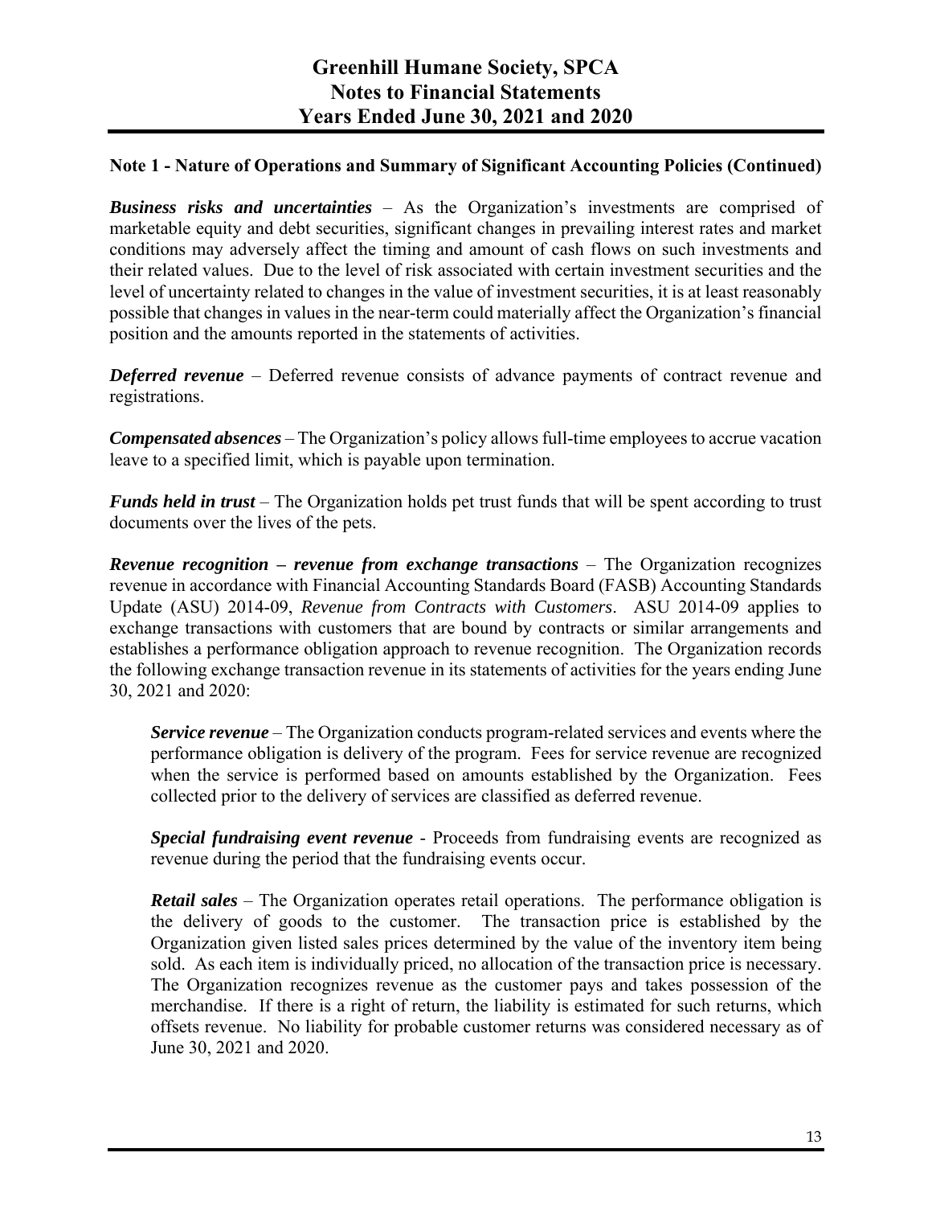## Note 1 - Nature of Operations and Summary of Significant Accounting Policies (Continued)

***Business risks and uncertainties*** – As the Organization's investments are comprised of marketable equity and debt securities, significant changes in prevailing interest rates and market conditions may adversely affect the timing and amount of cash flows on such investments and their related values. Due to the level of risk associated with certain investment securities and the level of uncertainty related to changes in the value of investment securities, it is at least reasonably possible that changes in values in the near-term could materially affect the Organization's financial position and the amounts reported in the statements of activities.

***Deferred revenue*** – Deferred revenue consists of advance payments of contract revenue and registrations.

***Compensated absences*** – The Organization's policy allows full-time employees to accrue vacation leave to a specified limit, which is payable upon termination.

***Funds held in trust*** – The Organization holds pet trust funds that will be spent according to trust documents over the lives of the pets.

***Revenue recognition – revenue from exchange transactions*** – The Organization recognizes revenue in accordance with Financial Accounting Standards Board (FASB) Accounting Standards Update (ASU) 2014-09, *Revenue from Contracts with Customers*. ASU 2014-09 applies to exchange transactions with customers that are bound by contracts or similar arrangements and establishes a performance obligation approach to revenue recognition. The Organization records the following exchange transaction revenue in its statements of activities for the years ending June 30, 2021 and 2020:

> ***Service revenue*** – The Organization conducts program-related services and events where the performance obligation is delivery of the program. Fees for service revenue are recognized when the service is performed based on amounts established by the Organization. Fees collected prior to the delivery of services are classified as deferred revenue.
>
> ***Special fundraising event revenue*** - Proceeds from fundraising events are recognized as revenue during the period that the fundraising events occur.
>
> ***Retail sales*** – The Organization operates retail operations. The performance obligation is the delivery of goods to the customer. The transaction price is established by the Organization given listed sales prices determined by the value of the inventory item being sold. As each item is individually priced, no allocation of the transaction price is necessary. The Organization recognizes revenue as the customer pays and takes possession of the merchandise. If there is a right of return, the liability is estimated for such returns, which offsets revenue. No liability for probable customer returns was considered necessary as of June 30, 2021 and 2020.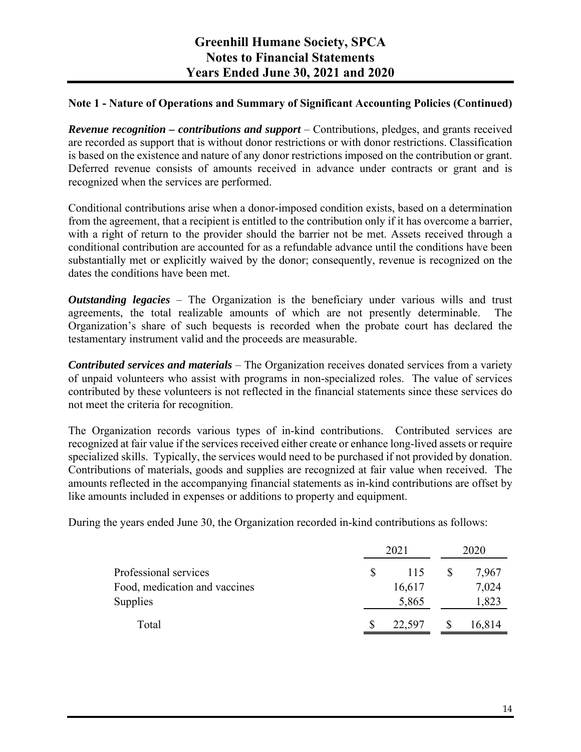# Greenhill Humane Society, SPCA
# Notes to Financial Statements
# Years Ended June 30, 2021 and 2020

## Note 1 - Nature of Operations and Summary of Significant Accounting Policies (Continued)

***Revenue recognition – contributions and support*** – Contributions, pledges, and grants received are recorded as support that is without donor restrictions or with donor restrictions. Classification is based on the existence and nature of any donor restrictions imposed on the contribution or grant. Deferred revenue consists of amounts received in advance under contracts or grant and is recognized when the services are performed.

Conditional contributions arise when a donor-imposed condition exists, based on a determination from the agreement, that a recipient is entitled to the contribution only if it has overcome a barrier, with a right of return to the provider should the barrier not be met. Assets received through a conditional contribution are accounted for as a refundable advance until the conditions have been substantially met or explicitly waived by the donor; consequently, revenue is recognized on the dates the conditions have been met.

***Outstanding legacies*** – The Organization is the beneficiary under various wills and trust agreements, the total realizable amounts of which are not presently determinable. The Organization's share of such bequests is recorded when the probate court has declared the testamentary instrument valid and the proceeds are measurable.

***Contributed services and materials*** – The Organization receives donated services from a variety of unpaid volunteers who assist with programs in non-specialized roles. The value of services contributed by these volunteers is not reflected in the financial statements since these services do not meet the criteria for recognition.

The Organization records various types of in-kind contributions. Contributed services are recognized at fair value if the services received either create or enhance long-lived assets or require specialized skills. Typically, the services would need to be purchased if not provided by donation. Contributions of materials, goods and supplies are recognized at fair value when received. The amounts reflected in the accompanying financial statements as in-kind contributions are offset by like amounts included in expenses or additions to property and equipment.

During the years ended June 30, the Organization recorded in-kind contributions as follows:

| | 2021 | 2020 |
|---|---|---|
| Professional services | $ 115 | $ 7,967 |
| Food, medication and vaccines | 16,617 | 7,024 |
| Supplies | 5,865 | 1,823 |
| Total | $ 22,597 | $ 16,814 |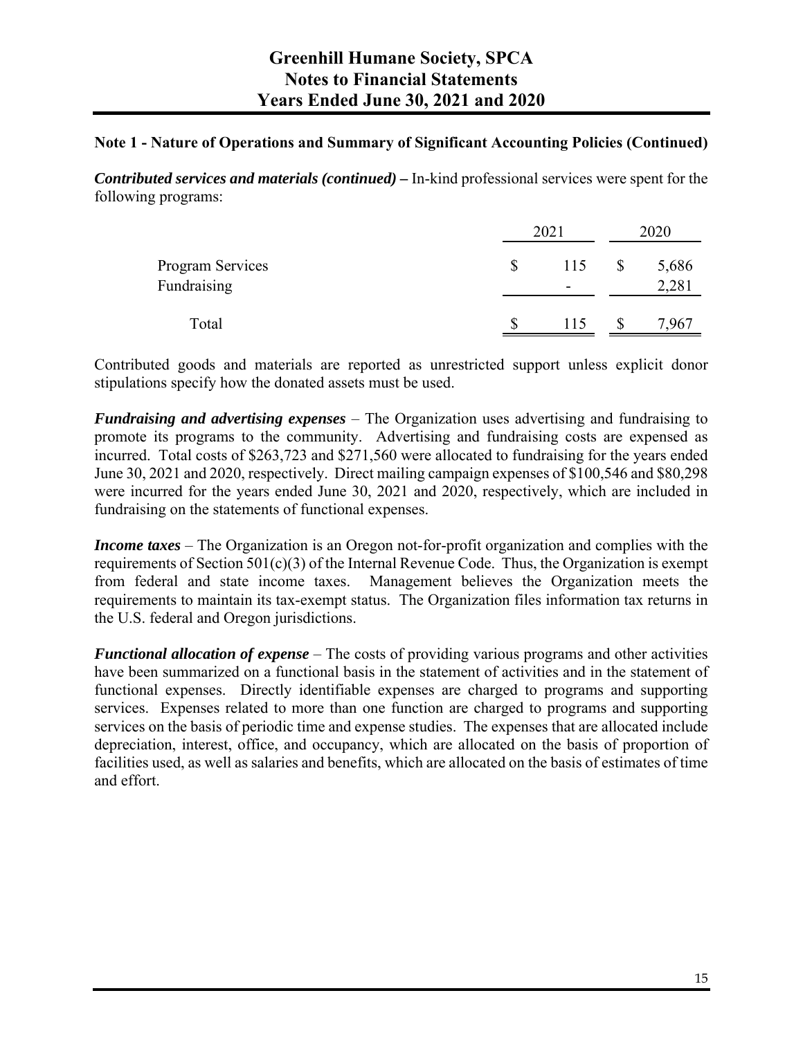### Note 1 - Nature of Operations and Summary of Significant Accounting Policies (Continued)

***Contributed services and materials (continued) –*** In-kind professional services were spent for the following programs:

| | 2021 | 2020 |
|---|---|---|
| Program Services | $ 115 | $ 5,686 |
| Fundraising | - | 2,281 |
| Total | $ 115 | $ 7,967 |

Contributed goods and materials are reported as unrestricted support unless explicit donor stipulations specify how the donated assets must be used.

***Fundraising and advertising expenses*** – The Organization uses advertising and fundraising to promote its programs to the community. Advertising and fundraising costs are expensed as incurred. Total costs of $263,723 and $271,560 were allocated to fundraising for the years ended June 30, 2021 and 2020, respectively. Direct mailing campaign expenses of $100,546 and $80,298 were incurred for the years ended June 30, 2021 and 2020, respectively, which are included in fundraising on the statements of functional expenses.

***Income taxes*** – The Organization is an Oregon not-for-profit organization and complies with the requirements of Section 501(c)(3) of the Internal Revenue Code. Thus, the Organization is exempt from federal and state income taxes. Management believes the Organization meets the requirements to maintain its tax-exempt status. The Organization files information tax returns in the U.S. federal and Oregon jurisdictions.

***Functional allocation of expense*** – The costs of providing various programs and other activities have been summarized on a functional basis in the statement of activities and in the statement of functional expenses. Directly identifiable expenses are charged to programs and supporting services. Expenses related to more than one function are charged to programs and supporting services on the basis of periodic time and expense studies. The expenses that are allocated include depreciation, interest, office, and occupancy, which are allocated on the basis of proportion of facilities used, as well as salaries and benefits, which are allocated on the basis of estimates of time and effort.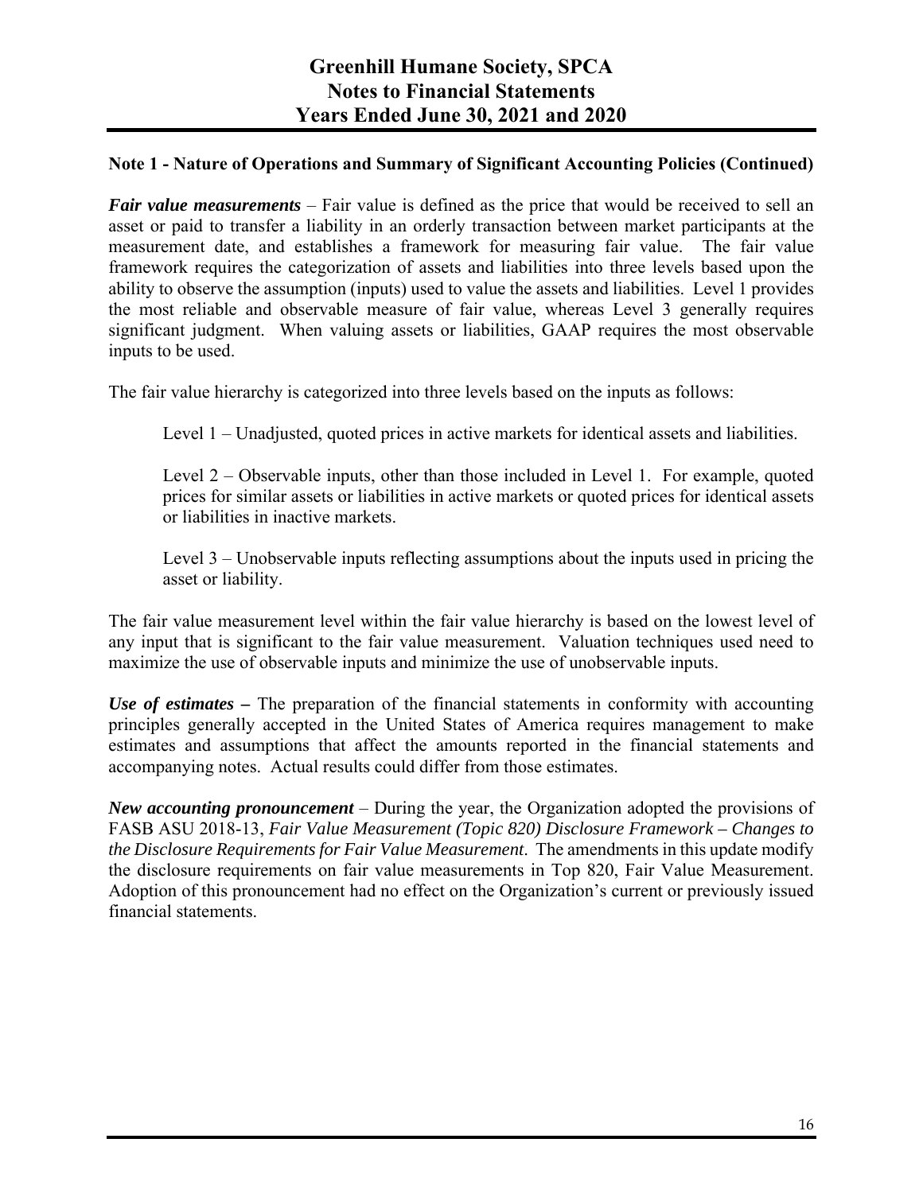# Greenhill Humane Society, SPCA
# Notes to Financial Statements
# Years Ended June 30, 2021 and 2020

## Note 1 - Nature of Operations and Summary of Significant Accounting Policies (Continued)

***Fair value measurements*** – Fair value is defined as the price that would be received to sell an asset or paid to transfer a liability in an orderly transaction between market participants at the measurement date, and establishes a framework for measuring fair value. The fair value framework requires the categorization of assets and liabilities into three levels based upon the ability to observe the assumption (inputs) used to value the assets and liabilities. Level 1 provides the most reliable and observable measure of fair value, whereas Level 3 generally requires significant judgment. When valuing assets or liabilities, GAAP requires the most observable inputs to be used.

The fair value hierarchy is categorized into three levels based on the inputs as follows:

Level 1 – Unadjusted, quoted prices in active markets for identical assets and liabilities.

Level 2 – Observable inputs, other than those included in Level 1. For example, quoted prices for similar assets or liabilities in active markets or quoted prices for identical assets or liabilities in inactive markets.

Level 3 – Unobservable inputs reflecting assumptions about the inputs used in pricing the asset or liability.

The fair value measurement level within the fair value hierarchy is based on the lowest level of any input that is significant to the fair value measurement. Valuation techniques used need to maximize the use of observable inputs and minimize the use of unobservable inputs.

***Use of estimates –*** The preparation of the financial statements in conformity with accounting principles generally accepted in the United States of America requires management to make estimates and assumptions that affect the amounts reported in the financial statements and accompanying notes. Actual results could differ from those estimates.

***New accounting pronouncement*** – During the year, the Organization adopted the provisions of FASB ASU 2018-13, *Fair Value Measurement (Topic 820) Disclosure Framework – Changes to the Disclosure Requirements for Fair Value Measurement*. The amendments in this update modify the disclosure requirements on fair value measurements in Top 820, Fair Value Measurement. Adoption of this pronouncement had no effect on the Organization's current or previously issued financial statements.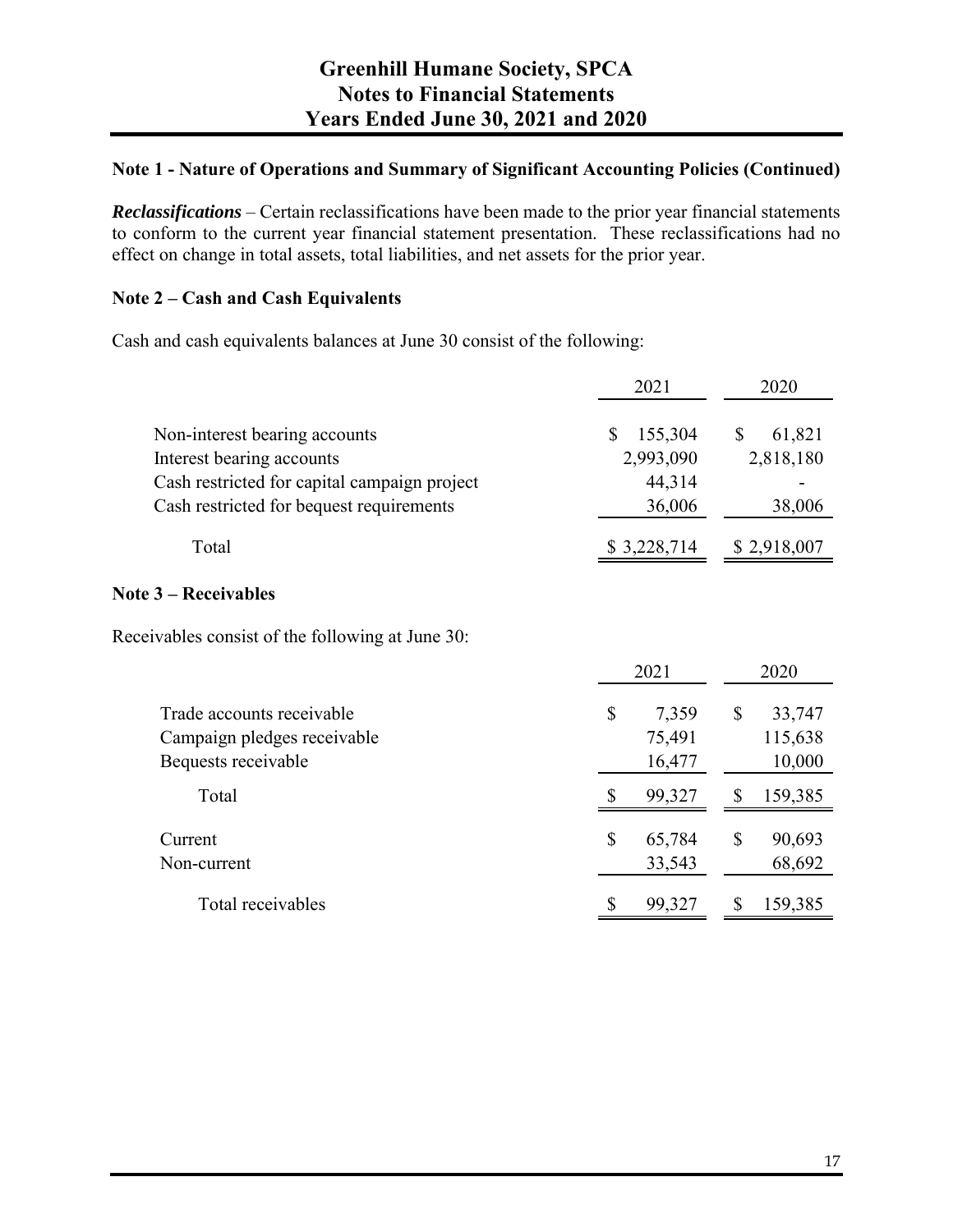# Greenhill Humane Society, SPCA
# Notes to Financial Statements
# Years Ended June 30, 2021 and 2020

### Note 1 - Nature of Operations and Summary of Significant Accounting Policies (Continued)

***Reclassifications*** – Certain reclassifications have been made to the prior year financial statements to conform to the current year financial statement presentation. These reclassifications had no effect on change in total assets, total liabilities, and net assets for the prior year.

### Note 2 – Cash and Cash Equivalents

Cash and cash equivalents balances at June 30 consist of the following:

| | 2021 | 2020 |
|---|---|---|
| Non-interest bearing accounts | $ 155,304 | $ 61,821 |
| Interest bearing accounts | 2,993,090 | 2,818,180 |
| Cash restricted for capital campaign project | 44,314 | - |
| Cash restricted for bequest requirements | 36,006 | 38,006 |
| Total | $ 3,228,714 | $ 2,918,007 |

### Note 3 – Receivables

Receivables consist of the following at June 30:

| | 2021 | 2020 |
|---|---|---|
| Trade accounts receivable | $ 7,359 | $ 33,747 |
| Campaign pledges receivable | 75,491 | 115,638 |
| Bequests receivable | 16,477 | 10,000 |
| Total | $ 99,327 | $ 159,385 |
| Current | $ 65,784 | $ 90,693 |
| Non-current | 33,543 | 68,692 |
| Total receivables | $ 99,327 | $ 159,385 |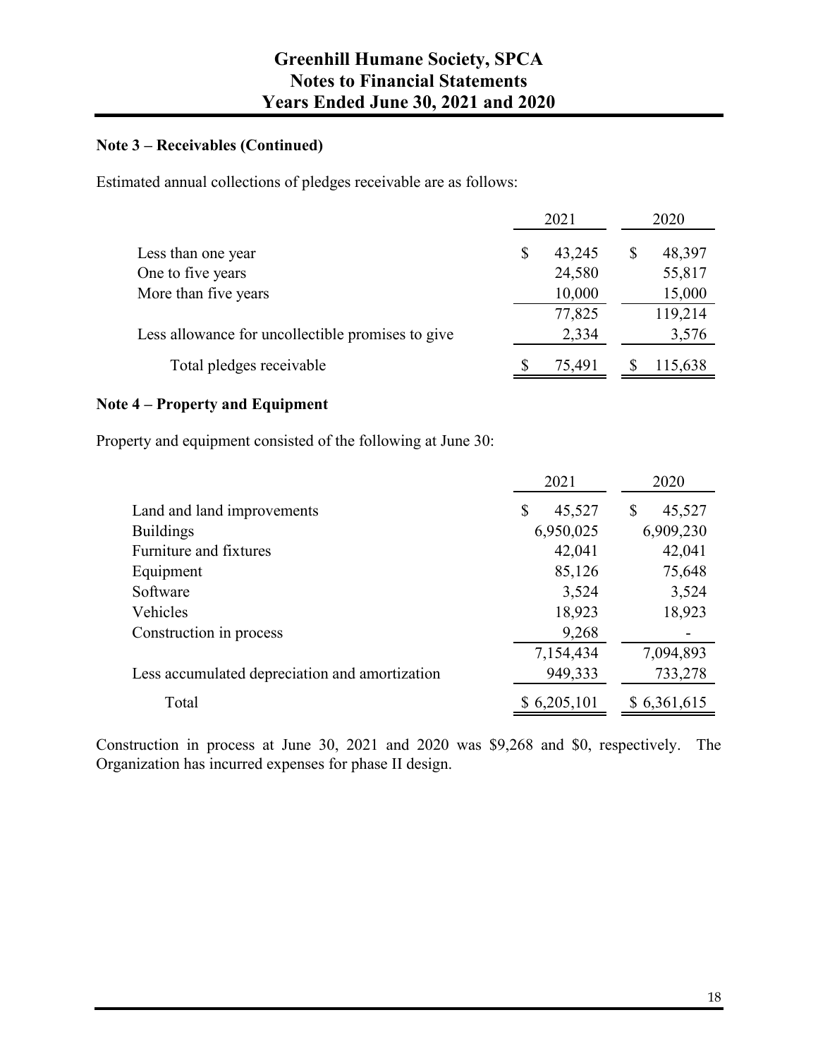## Note 3 – Receivables (Continued)

Estimated annual collections of pledges receivable are as follows:

| | 2021 | 2020 |
|---|---|---|
| Less than one year | $ 43,245 | $ 48,397 |
| One to five years | 24,580 | 55,817 |
| More than five years | 10,000 | 15,000 |
| | 77,825 | 119,214 |
| Less allowance for uncollectible promises to give | 2,334 | 3,576 |
| Total pledges receivable | $ 75,491 | $ 115,638 |

## Note 4 – Property and Equipment

Property and equipment consisted of the following at June 30:

| | 2021 | 2020 |
|---|---|---|
| Land and land improvements | $ 45,527 | $ 45,527 |
| Buildings | 6,950,025 | 6,909,230 |
| Furniture and fixtures | 42,041 | 42,041 |
| Equipment | 85,126 | 75,648 |
| Software | 3,524 | 3,524 |
| Vehicles | 18,923 | 18,923 |
| Construction in process | 9,268 | - |
| | 7,154,434 | 7,094,893 |
| Less accumulated depreciation and amortization | 949,333 | 733,278 |
| Total | $ 6,205,101 | $ 6,361,615 |

Construction in process at June 30, 2021 and 2020 was $9,268 and $0, respectively. The Organization has incurred expenses for phase II design.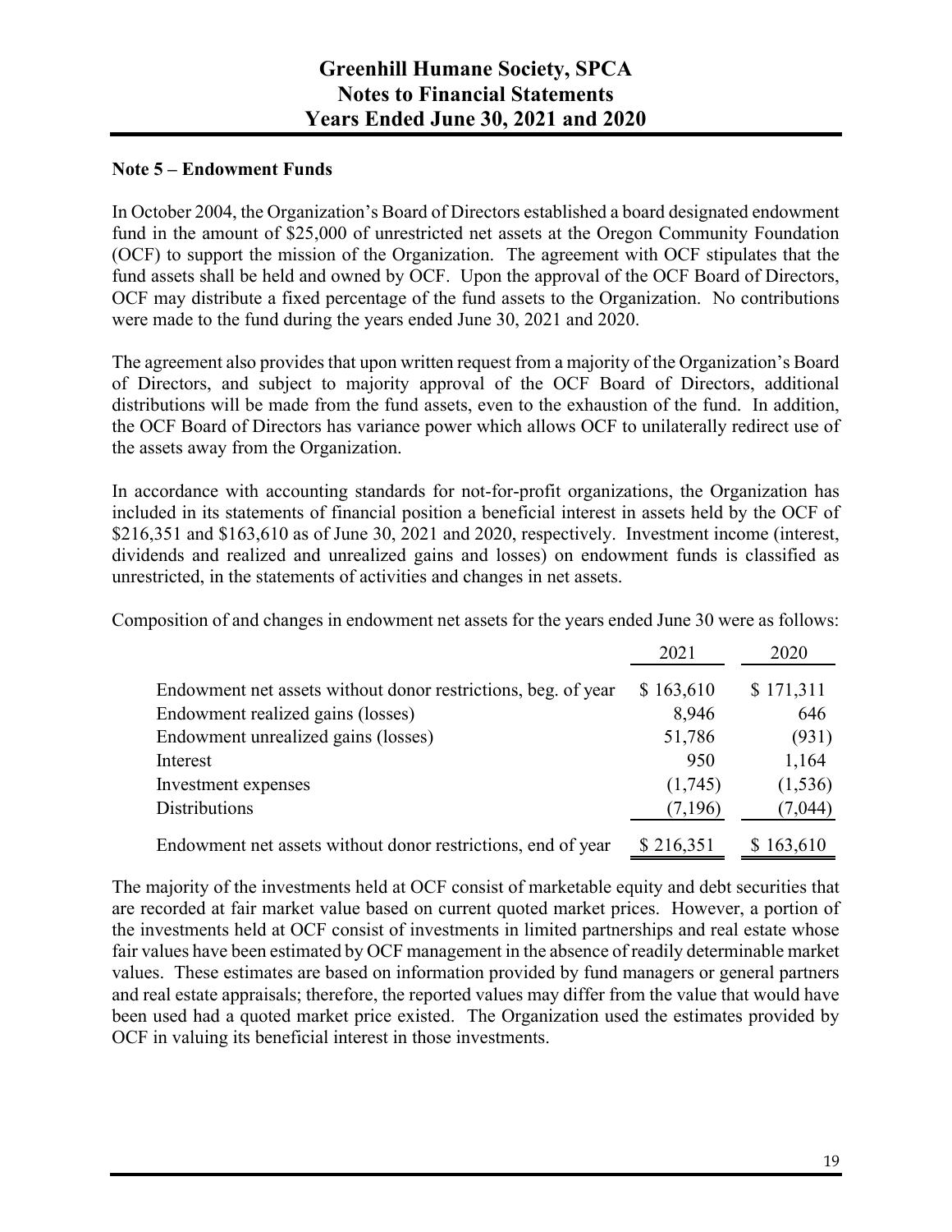## Note 5 – Endowment Funds

In October 2004, the Organization's Board of Directors established a board designated endowment fund in the amount of $25,000 of unrestricted net assets at the Oregon Community Foundation (OCF) to support the mission of the Organization. The agreement with OCF stipulates that the fund assets shall be held and owned by OCF. Upon the approval of the OCF Board of Directors, OCF may distribute a fixed percentage of the fund assets to the Organization. No contributions were made to the fund during the years ended June 30, 2021 and 2020.

The agreement also provides that upon written request from a majority of the Organization's Board of Directors, and subject to majority approval of the OCF Board of Directors, additional distributions will be made from the fund assets, even to the exhaustion of the fund. In addition, the OCF Board of Directors has variance power which allows OCF to unilaterally redirect use of the assets away from the Organization.

In accordance with accounting standards for not-for-profit organizations, the Organization has included in its statements of financial position a beneficial interest in assets held by the OCF of $216,351 and $163,610 as of June 30, 2021 and 2020, respectively. Investment income (interest, dividends and realized and unrealized gains and losses) on endowment funds is classified as unrestricted, in the statements of activities and changes in net assets.

Composition of and changes in endowment net assets for the years ended June 30 were as follows:

| | 2021 | 2020 |
|---|---|---|
| Endowment net assets without donor restrictions, beg. of year | $ 163,610 | $ 171,311 |
| Endowment realized gains (losses) | 8,946 | 646 |
| Endowment unrealized gains (losses) | 51,786 | (931) |
| Interest | 950 | 1,164 |
| Investment expenses | (1,745) | (1,536) |
| Distributions | (7,196) | (7,044) |
| Endowment net assets without donor restrictions, end of year | $ 216,351 | $ 163,610 |

The majority of the investments held at OCF consist of marketable equity and debt securities that are recorded at fair market value based on current quoted market prices. However, a portion of the investments held at OCF consist of investments in limited partnerships and real estate whose fair values have been estimated by OCF management in the absence of readily determinable market values. These estimates are based on information provided by fund managers or general partners and real estate appraisals; therefore, the reported values may differ from the value that would have been used had a quoted market price existed. The Organization used the estimates provided by OCF in valuing its beneficial interest in those investments.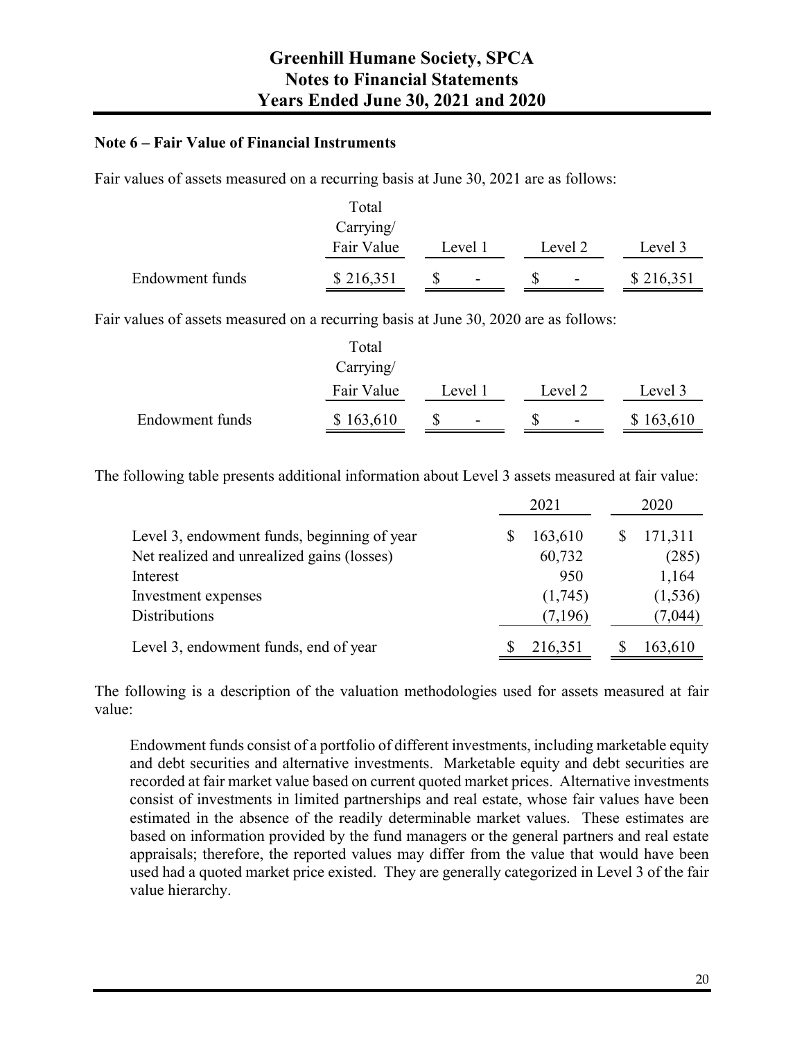**Note 6 – Fair Value of Financial Instruments**

Fair values of assets measured on a recurring basis at June 30, 2021 are as follows:

| | Total Carrying/ Fair Value | Level 1 | Level 2 | Level 3 |
|---|---|---|---|---|
| Endowment funds | $ 216,351 | $ - | $ - | $ 216,351 |

Fair values of assets measured on a recurring basis at June 30, 2020 are as follows:

| | Total Carrying/ Fair Value | Level 1 | Level 2 | Level 3 |
|---|---|---|---|---|
| Endowment funds | $ 163,610 | $ - | $ - | $ 163,610 |

The following table presents additional information about Level 3 assets measured at fair value:

| | 2021 | 2020 |
|---|---|---|
| Level 3, endowment funds, beginning of year | $ 163,610 | $ 171,311 |
| Net realized and unrealized gains (losses) | 60,732 | (285) |
| Interest | 950 | 1,164 |
| Investment expenses | (1,745) | (1,536) |
| Distributions | (7,196) | (7,044) |
| Level 3, endowment funds, end of year | $ 216,351 | $ 163,610 |

The following is a description of the valuation methodologies used for assets measured at fair value:

Endowment funds consist of a portfolio of different investments, including marketable equity and debt securities and alternative investments. Marketable equity and debt securities are recorded at fair market value based on current quoted market prices. Alternative investments consist of investments in limited partnerships and real estate, whose fair values have been estimated in the absence of the readily determinable market values. These estimates are based on information provided by the fund managers or the general partners and real estate appraisals; therefore, the reported values may differ from the value that would have been used had a quoted market price existed. They are generally categorized in Level 3 of the fair value hierarchy.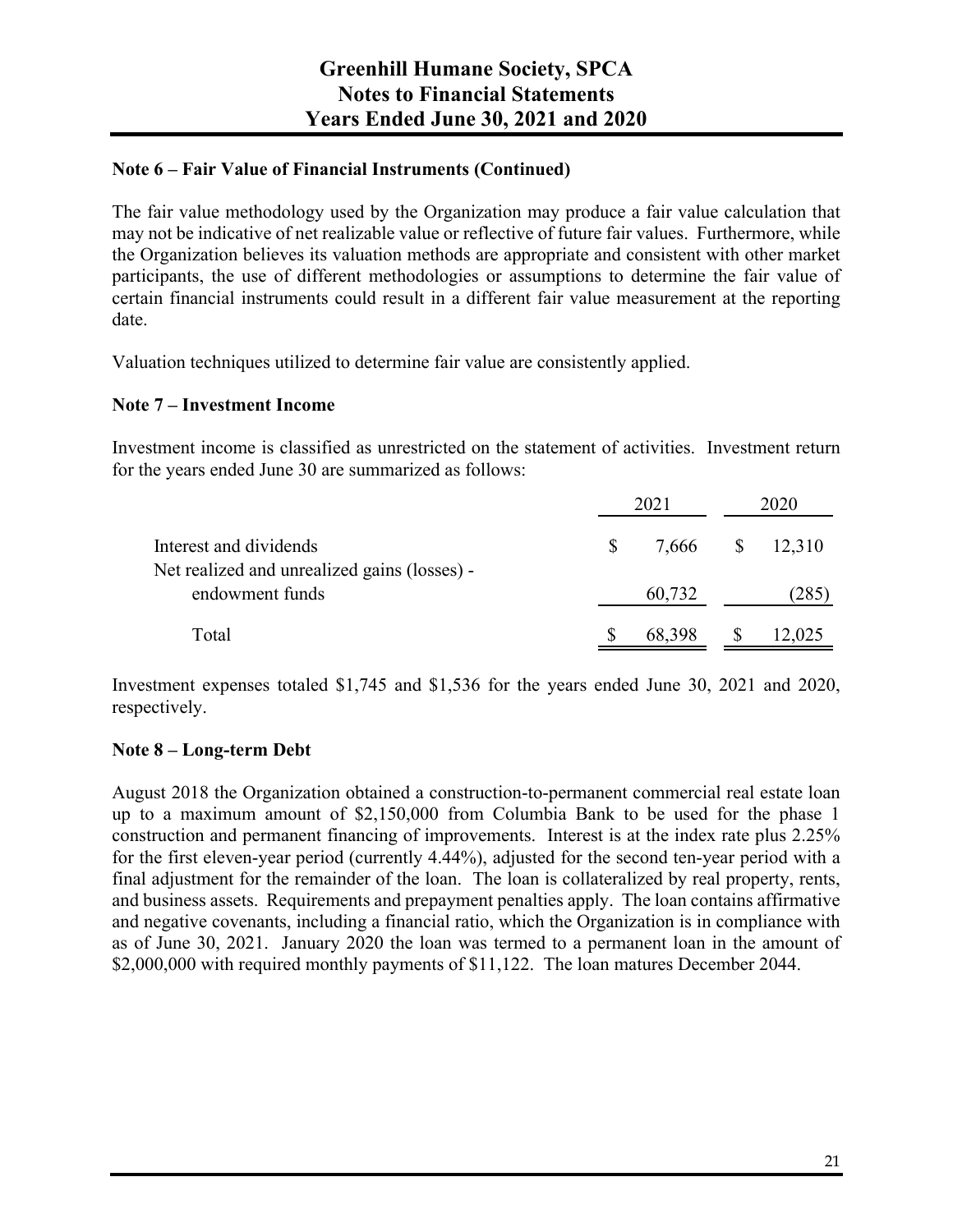## Note 6 – Fair Value of Financial Instruments (Continued)

The fair value methodology used by the Organization may produce a fair value calculation that may not be indicative of net realizable value or reflective of future fair values. Furthermore, while the Organization believes its valuation methods are appropriate and consistent with other market participants, the use of different methodologies or assumptions to determine the fair value of certain financial instruments could result in a different fair value measurement at the reporting date.

Valuation techniques utilized to determine fair value are consistently applied.

## Note 7 – Investment Income

Investment income is classified as unrestricted on the statement of activities. Investment return for the years ended June 30 are summarized as follows:

| | 2021 | 2020 |
|---|---|---|
| Interest and dividends | $ 7,666 | $ 12,310 |
| Net realized and unrealized gains (losses) - endowment funds | 60,732 | (285) |
| Total | $ 68,398 | $ 12,025 |

Investment expenses totaled $1,745 and $1,536 for the years ended June 30, 2021 and 2020, respectively.

## Note 8 – Long-term Debt

August 2018 the Organization obtained a construction-to-permanent commercial real estate loan up to a maximum amount of $2,150,000 from Columbia Bank to be used for the phase 1 construction and permanent financing of improvements. Interest is at the index rate plus 2.25% for the first eleven-year period (currently 4.44%), adjusted for the second ten-year period with a final adjustment for the remainder of the loan. The loan is collateralized by real property, rents, and business assets. Requirements and prepayment penalties apply. The loan contains affirmative and negative covenants, including a financial ratio, which the Organization is in compliance with as of June 30, 2021. January 2020 the loan was termed to a permanent loan in the amount of $2,000,000 with required monthly payments of $11,122. The loan matures December 2044.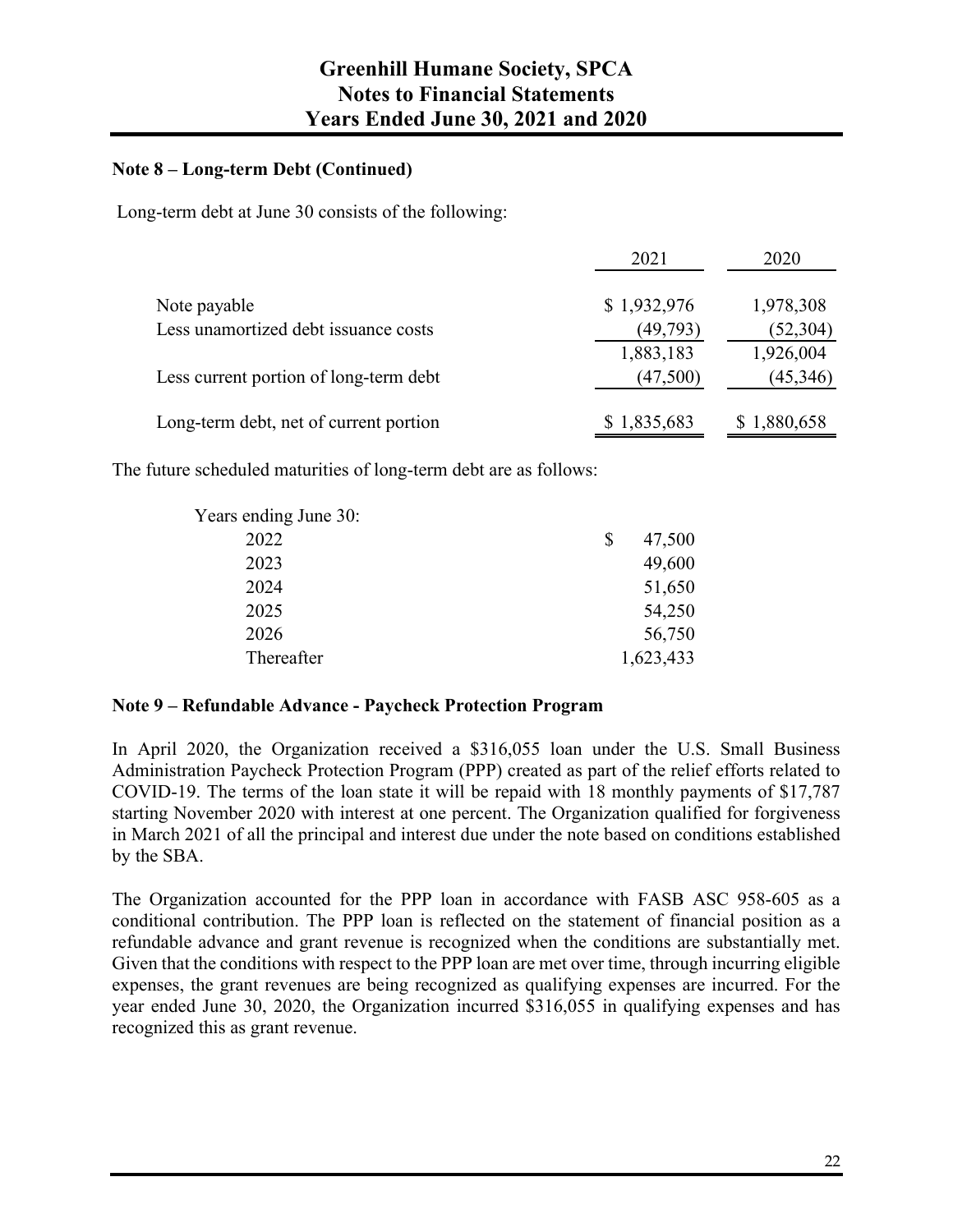### Note 8 – Long-term Debt (Continued)

Long-term debt at June 30 consists of the following:

| | 2021 | 2020 |
|---|---|---|
| Note payable | $ 1,932,976 | 1,978,308 |
| Less unamortized debt issuance costs | (49,793) | (52,304) |
| | 1,883,183 | 1,926,004 |
| Less current portion of long-term debt | (47,500) | (45,346) |
| Long-term debt, net of current portion | $ 1,835,683 | $ 1,880,658 |

The future scheduled maturities of long-term debt are as follows:

| Years ending June 30: | |
|---|---|
| 2022 | $ 47,500 |
| 2023 | 49,600 |
| 2024 | 51,650 |
| 2025 | 54,250 |
| 2026 | 56,750 |
| Thereafter | 1,623,433 |

### Note 9 – Refundable Advance - Paycheck Protection Program

In April 2020, the Organization received a $316,055 loan under the U.S. Small Business Administration Paycheck Protection Program (PPP) created as part of the relief efforts related to COVID-19. The terms of the loan state it will be repaid with 18 monthly payments of $17,787 starting November 2020 with interest at one percent. The Organization qualified for forgiveness in March 2021 of all the principal and interest due under the note based on conditions established by the SBA.

The Organization accounted for the PPP loan in accordance with FASB ASC 958-605 as a conditional contribution. The PPP loan is reflected on the statement of financial position as a refundable advance and grant revenue is recognized when the conditions are substantially met. Given that the conditions with respect to the PPP loan are met over time, through incurring eligible expenses, the grant revenues are being recognized as qualifying expenses are incurred. For the year ended June 30, 2020, the Organization incurred $316,055 in qualifying expenses and has recognized this as grant revenue.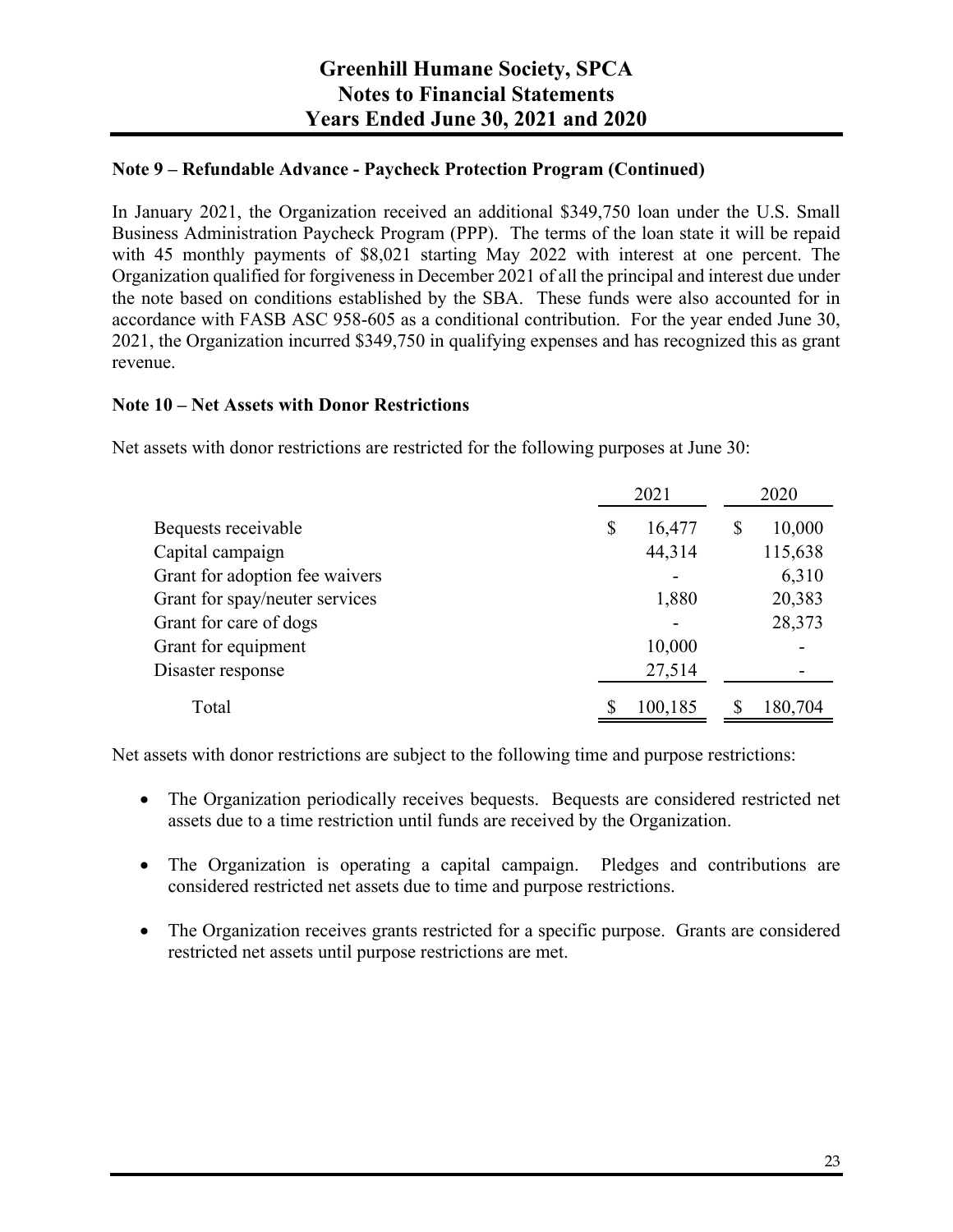## Note 9 – Refundable Advance - Paycheck Protection Program (Continued)

In January 2021, the Organization received an additional $349,750 loan under the U.S. Small Business Administration Paycheck Program (PPP). The terms of the loan state it will be repaid with 45 monthly payments of $8,021 starting May 2022 with interest at one percent. The Organization qualified for forgiveness in December 2021 of all the principal and interest due under the note based on conditions established by the SBA. These funds were also accounted for in accordance with FASB ASC 958-605 as a conditional contribution. For the year ended June 30, 2021, the Organization incurred $349,750 in qualifying expenses and has recognized this as grant revenue.

## Note 10 – Net Assets with Donor Restrictions

Net assets with donor restrictions are restricted for the following purposes at June 30:

| | 2021 | 2020 |
|---|---|---|
| Bequests receivable | $ 16,477 | $ 10,000 |
| Capital campaign | 44,314 | 115,638 |
| Grant for adoption fee waivers | - | 6,310 |
| Grant for spay/neuter services | 1,880 | 20,383 |
| Grant for care of dogs | - | 28,373 |
| Grant for equipment | 10,000 | - |
| Disaster response | 27,514 | - |
| Total | $ 100,185 | $ 180,704 |

Net assets with donor restrictions are subject to the following time and purpose restrictions:

- The Organization periodically receives bequests. Bequests are considered restricted net assets due to a time restriction until funds are received by the Organization.
- The Organization is operating a capital campaign. Pledges and contributions are considered restricted net assets due to time and purpose restrictions.
- The Organization receives grants restricted for a specific purpose. Grants are considered restricted net assets until purpose restrictions are met.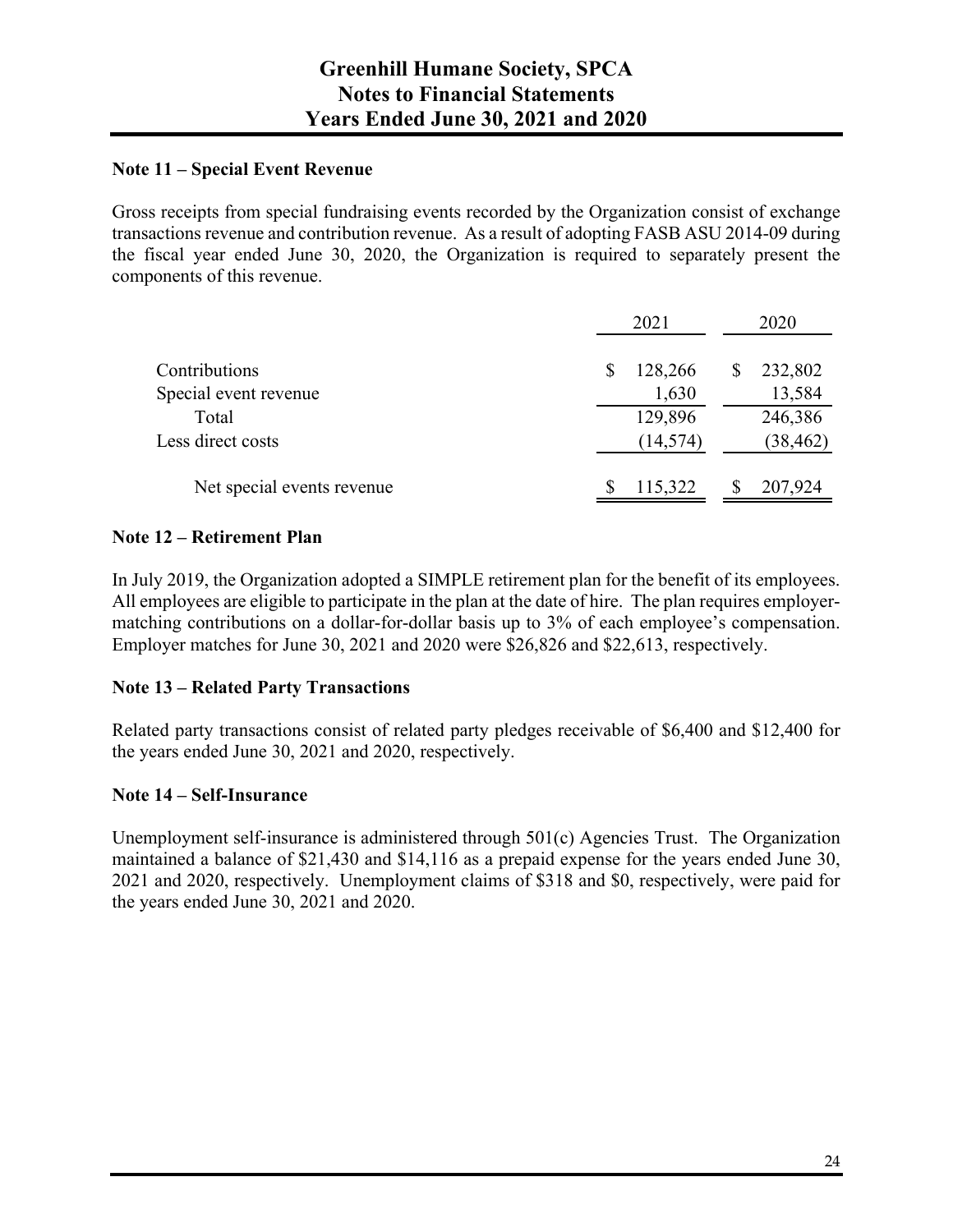# Greenhill Humane Society, SPCA
# Notes to Financial Statements
# Years Ended June 30, 2021 and 2020

## Note 11 – Special Event Revenue

Gross receipts from special fundraising events recorded by the Organization consist of exchange transactions revenue and contribution revenue. As a result of adopting FASB ASU 2014-09 during the fiscal year ended June 30, 2020, the Organization is required to separately present the components of this revenue.

| | 2021 | 2020 |
|---|---|---|
| Contributions | $ 128,266 | $ 232,802 |
| Special event revenue | 1,630 | 13,584 |
| Total | 129,896 | 246,386 |
| Less direct costs | (14,574) | (38,462) |
| Net special events revenue | $ 115,322 | $ 207,924 |

## Note 12 – Retirement Plan

In July 2019, the Organization adopted a SIMPLE retirement plan for the benefit of its employees. All employees are eligible to participate in the plan at the date of hire. The plan requires employer-matching contributions on a dollar-for-dollar basis up to 3% of each employee's compensation. Employer matches for June 30, 2021 and 2020 were $26,826 and $22,613, respectively.

## Note 13 – Related Party Transactions

Related party transactions consist of related party pledges receivable of $6,400 and $12,400 for the years ended June 30, 2021 and 2020, respectively.

## Note 14 – Self-Insurance

Unemployment self-insurance is administered through 501(c) Agencies Trust. The Organization maintained a balance of $21,430 and $14,116 as a prepaid expense for the years ended June 30, 2021 and 2020, respectively. Unemployment claims of $318 and $0, respectively, were paid for the years ended June 30, 2021 and 2020.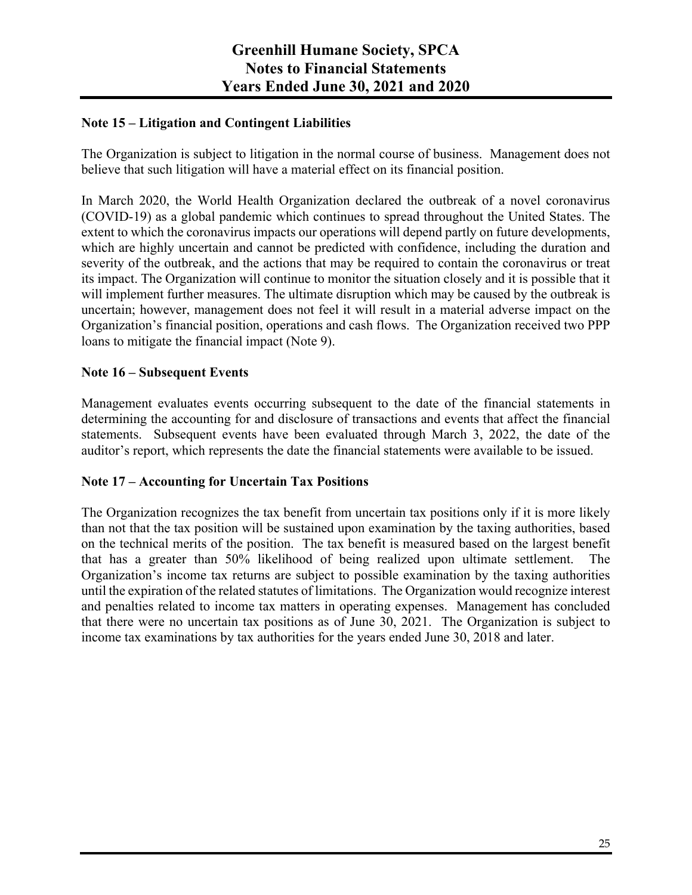### Note 15 – Litigation and Contingent Liabilities

The Organization is subject to litigation in the normal course of business. Management does not believe that such litigation will have a material effect on its financial position.

In March 2020, the World Health Organization declared the outbreak of a novel coronavirus (COVID-19) as a global pandemic which continues to spread throughout the United States. The extent to which the coronavirus impacts our operations will depend partly on future developments, which are highly uncertain and cannot be predicted with confidence, including the duration and severity of the outbreak, and the actions that may be required to contain the coronavirus or treat its impact. The Organization will continue to monitor the situation closely and it is possible that it will implement further measures. The ultimate disruption which may be caused by the outbreak is uncertain; however, management does not feel it will result in a material adverse impact on the Organization's financial position, operations and cash flows. The Organization received two PPP loans to mitigate the financial impact (Note 9).

### Note 16 – Subsequent Events

Management evaluates events occurring subsequent to the date of the financial statements in determining the accounting for and disclosure of transactions and events that affect the financial statements. Subsequent events have been evaluated through March 3, 2022, the date of the auditor's report, which represents the date the financial statements were available to be issued.

### Note 17 – Accounting for Uncertain Tax Positions

The Organization recognizes the tax benefit from uncertain tax positions only if it is more likely than not that the tax position will be sustained upon examination by the taxing authorities, based on the technical merits of the position. The tax benefit is measured based on the largest benefit that has a greater than 50% likelihood of being realized upon ultimate settlement. The Organization's income tax returns are subject to possible examination by the taxing authorities until the expiration of the related statutes of limitations. The Organization would recognize interest and penalties related to income tax matters in operating expenses. Management has concluded that there were no uncertain tax positions as of June 30, 2021. The Organization is subject to income tax examinations by tax authorities for the years ended June 30, 2018 and later.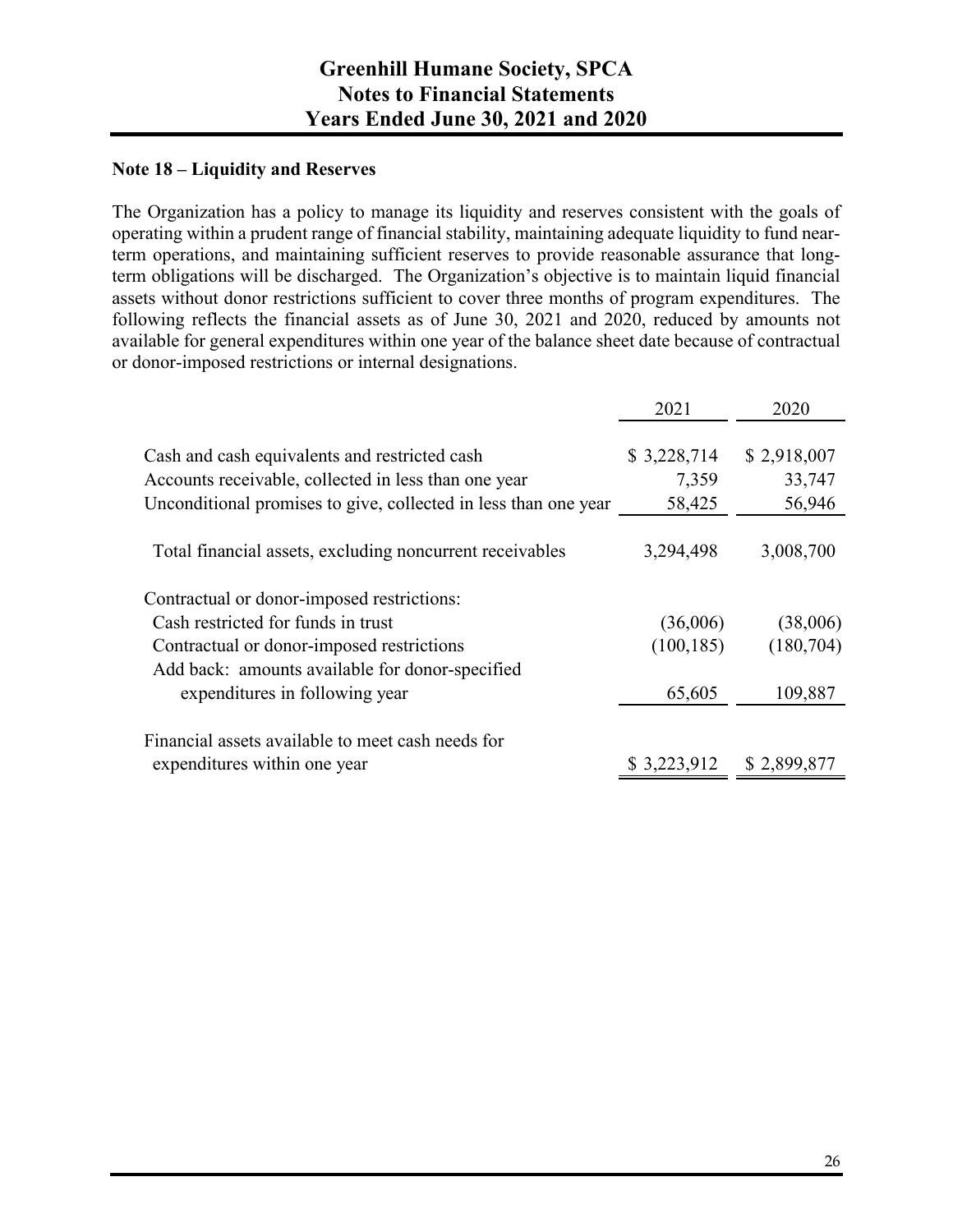# Greenhill Humane Society, SPCA
# Notes to Financial Statements
# Years Ended June 30, 2021 and 2020

### Note 18 – Liquidity and Reserves

The Organization has a policy to manage its liquidity and reserves consistent with the goals of operating within a prudent range of financial stability, maintaining adequate liquidity to fund near-term operations, and maintaining sufficient reserves to provide reasonable assurance that long-term obligations will be discharged. The Organization's objective is to maintain liquid financial assets without donor restrictions sufficient to cover three months of program expenditures. The following reflects the financial assets as of June 30, 2021 and 2020, reduced by amounts not available for general expenditures within one year of the balance sheet date because of contractual or donor-imposed restrictions or internal designations.

| | 2021 | 2020 |
|---|---|---|
| Cash and cash equivalents and restricted cash | $ 3,228,714 | $ 2,918,007 |
| Accounts receivable, collected in less than one year | 7,359 | 33,747 |
| Unconditional promises to give, collected in less than one year | 58,425 | 56,946 |
| Total financial assets, excluding noncurrent receivables | 3,294,498 | 3,008,700 |
| Contractual or donor-imposed restrictions: | | |
| Cash restricted for funds in trust | (36,006) | (38,006) |
| Contractual or donor-imposed restrictions | (100,185) | (180,704) |
| Add back: amounts available for donor-specified expenditures in following year | 65,605 | 109,887 |
| Financial assets available to meet cash needs for expenditures within one year | $ 3,223,912 | $ 2,899,877 |